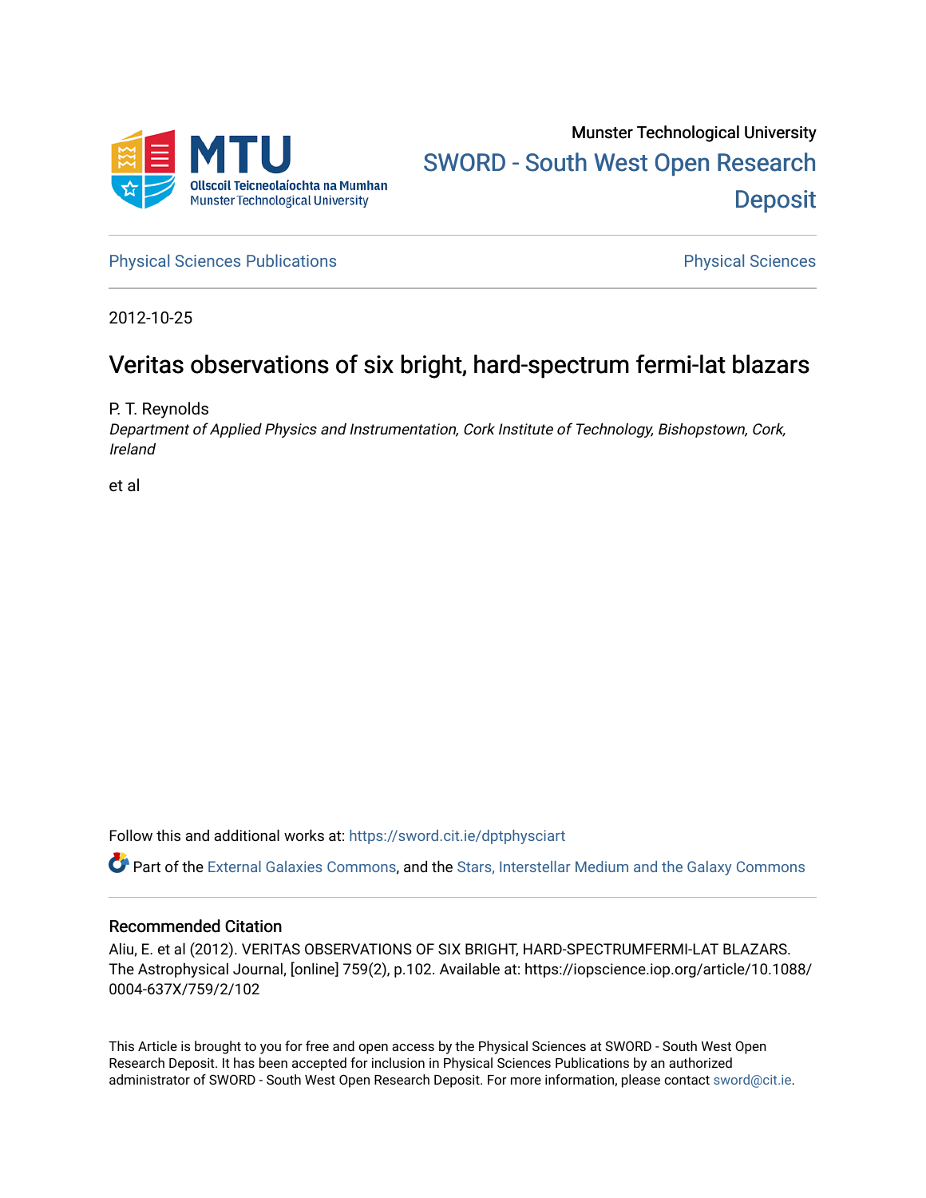Munster Technological University

SWORD - South West Open Research Deposit

Physical Sciences Publications | Physical Sciences

2012-10-25

# Veritas observations of six bright, hard-spectrum fermi-lat blazars

P. T. Reynolds

*Department of Applied Physics and Instrumentation, Cork Institute of Technology, Bishopstown, Cork, Ireland*

et al

Follow this and additional works at: https://sword.cit.ie/dptphysciart

Part of the External Galaxies Commons, and the Stars, Interstellar Medium and the Galaxy Commons

## Recommended Citation

Aliu, E. et al (2012). VERITAS OBSERVATIONS OF SIX BRIGHT, HARD-SPECTRUMFERMI-LAT BLAZARS. The Astrophysical Journal, [online] 759(2), p.102. Available at: https://iopscience.iop.org/article/10.1088/0004-637X/759/2/102

This Article is brought to you for free and open access by the Physical Sciences at SWORD - South West Open Research Deposit. It has been accepted for inclusion in Physical Sciences Publications by an authorized administrator of SWORD - South West Open Research Deposit. For more information, please contact sword@cit.ie.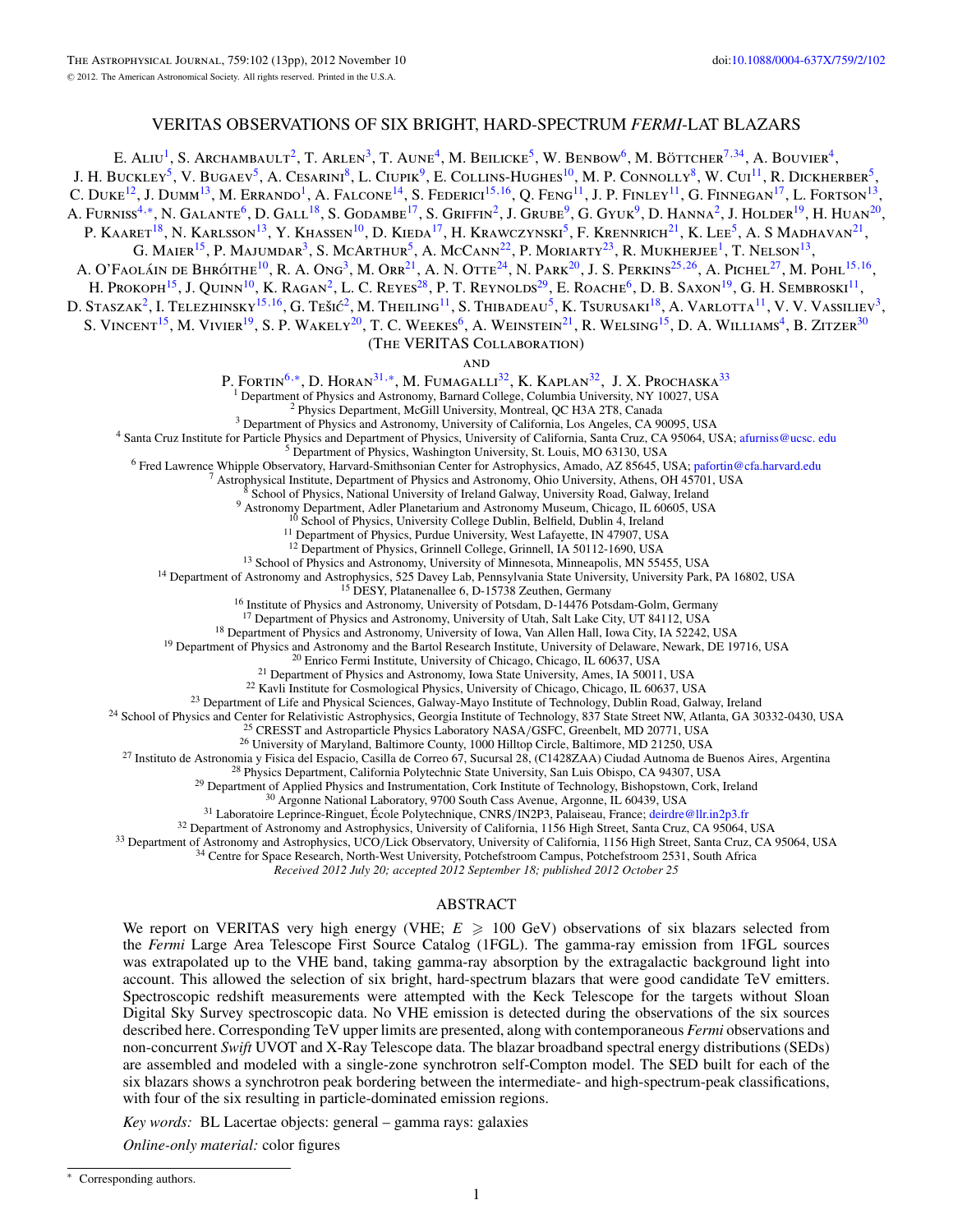# VERITAS OBSERVATIONS OF SIX BRIGHT, HARD-SPECTRUM *FERMI*-LAT BLAZARS

E. Aliu[1], S. Archambault[2], T. Arlen[3], T. Aune[4], M. Beilicke[5], W. Benbow[6], M. Böttcher[7,34], A. Bouvier[4], J. H. Buckley[5], V. Bugaev[5], A. Cesarini[8], L. Ciupik[9], E. Collins-Hughes[10], M. P. Connolly[8], W. Cui[11], R. Dickherber[5], C. Duke[12], J. Dumm[13], M. Errando[1], A. Falcone[14], S. Federici[15,16], Q. Feng[11], J. P. Finley[11], G. Finnegan[17], L. Fortson[13], A. Furniss[4,*], N. Galante[6], D. Gall[18], S. Godambe[17], S. Griffin[2], J. Grube[9], G. Gyuk[9], D. Hanna[2], J. Holder[19], H. Huan[20], P. Kaaret[18], N. Karlsson[13], Y. Khassen[10], D. Kieda[17], H. Krawczynski[5], F. Krennrich[21], K. Lee[5], A. S Madhavan[21], G. Maier[15], P. Majumdar[3], S. McArthur[5], A. McCann[22], P. Moriarty[23], R. Mukherjee[1], T. Nelson[13], A. O'Faoláin de Bhróithe[10], R. A. Ong[3], M. Orr[21], A. N. Otte[24], N. Park[20], J. S. Perkins[25,26], A. Pichel[27], M. Pohl[15,16], H. Prokoph[15], J. Quinn[10], K. Ragan[2], L. C. Reyes[28], P. T. Reynolds[29], E. Roache[6], D. B. Saxon[19], G. H. Sembroski[11], D. Staszak[2], I. Telezhinsky[15,16], G. Tešić[2], M. Theiling[11], S. Thibadeau[5], K. Tsurusaki[18], A. Varlotta[11], V. V. Vassiliev[3], S. Vincent[15], M. Vivier[19], T. C. Weekes[6], A. Weinstein[21], R. Welsing[15], D. A. Williams[4], B. Zitzer[30]

(The VERITAS Collaboration)

and

P. Fortin[6,*], D. Horan[31,*], M. Fumagalli[32], K. Kaplan[32], J. X. Prochaska[33]

[1] Department of Physics and Astronomy, Barnard College, Columbia University, NY 10027, USA
[2] Physics Department, McGill University, Montreal, QC H3A 2T8, Canada
[3] Department of Physics and Astronomy, University of California, Los Angeles, CA 90095, USA
[4] Santa Cruz Institute for Particle Physics and Department of Physics, University of California, Santa Cruz, CA 95064, USA; afurniss@ucsc. edu
[5] Department of Physics, Washington University, St. Louis, MO 63130, USA
[6] Fred Lawrence Whipple Observatory, Harvard-Smithsonian Center for Astrophysics, Amado, AZ 85645, USA; pafortin@cfa.harvard.edu
[7] Astrophysical Institute, Department of Physics and Astronomy, Ohio University, Athens, OH 45701, USA
[8] School of Physics, National University of Ireland Galway, University Road, Galway, Ireland
[9] Astronomy Department, Adler Planetarium and Astronomy Museum, Chicago, IL 60605, USA
[10] School of Physics, University College Dublin, Belfield, Dublin 4, Ireland
[11] Department of Physics, Purdue University, West Lafayette, IN 47907, USA
[12] Department of Physics, Grinnell College, Grinnell, IA 50112-1690, USA
[13] School of Physics and Astronomy, University of Minnesota, Minneapolis, MN 55455, USA
[14] Department of Astronomy and Astrophysics, 525 Davey Lab, Pennsylvania State University, University Park, PA 16802, USA
[15] DESY, Platanenallee 6, D-15738 Zeuthen, Germany
[16] Institute of Physics and Astronomy, University of Potsdam, D-14476 Potsdam-Golm, Germany
[17] Department of Physics and Astronomy, University of Utah, Salt Lake City, UT 84112, USA
[18] Department of Physics and Astronomy, University of Iowa, Van Allen Hall, Iowa City, IA 52242, USA
[19] Department of Physics and Astronomy and the Bartol Research Institute, University of Delaware, Newark, DE 19716, USA
[20] Enrico Fermi Institute, University of Chicago, Chicago, IL 60637, USA
[21] Department of Physics and Astronomy, Iowa State University, Ames, IA 50011, USA
[22] Kavli Institute for Cosmological Physics, University of Chicago, Chicago, IL 60637, USA
[23] Department of Life and Physical Sciences, Galway-Mayo Institute of Technology, Dublin Road, Galway, Ireland
[24] School of Physics and Center for Relativistic Astrophysics, Georgia Institute of Technology, 837 State Street NW, Atlanta, GA 30332-0430, USA
[25] CRESST and Astroparticle Physics Laboratory NASA/GSFC, Greenbelt, MD 20771, USA
[26] University of Maryland, Baltimore County, 1000 Hilltop Circle, Baltimore, MD 21250, USA
[27] Instituto de Astronomia y Fisica del Espacio, Casilla de Correo 67, Sucursal 28, (C1428ZAA) Ciudad Autnoma de Buenos Aires, Argentina
[28] Physics Department, California Polytechnic State University, San Luis Obispo, CA 94307, USA
[29] Department of Applied Physics and Instrumentation, Cork Institute of Technology, Bishopstown, Cork, Ireland
[30] Argonne National Laboratory, 9700 South Cass Avenue, Argonne, IL 60439, USA
[31] Laboratoire Leprince-Ringuet, École Polytechnique, CNRS/IN2P3, Palaiseau, France; deirdre@llr.in2p3.fr
[32] Department of Astronomy and Astrophysics, University of California, 1156 High Street, Santa Cruz, CA 95064, USA
[33] Department of Astronomy and Astrophysics, UCO/Lick Observatory, University of California, 1156 High Street, Santa Cruz, CA 95064, USA
[34] Centre for Space Research, North-West University, Potchefstroom Campus, Potchefstroom 2531, South Africa

*Received 2012 July 20; accepted 2012 September 18; published 2012 October 25*

## ABSTRACT

We report on VERITAS very high energy (VHE; $E \geqslant 100$ GeV) observations of six blazars selected from the *Fermi* Large Area Telescope First Source Catalog (1FGL). The gamma-ray emission from 1FGL sources was extrapolated up to the VHE band, taking gamma-ray absorption by the extragalactic background light into account. This allowed the selection of six bright, hard-spectrum blazars that were good candidate TeV emitters. Spectroscopic redshift measurements were attempted with the Keck Telescope for the targets without Sloan Digital Sky Survey spectroscopic data. No VHE emission is detected during the observations of the six sources described here. Corresponding TeV upper limits are presented, along with contemporaneous *Fermi* observations and non-concurrent *Swift* UVOT and X-Ray Telescope data. The blazar broadband spectral energy distributions (SEDs) are assembled and modeled with a single-zone synchrotron self-Compton model. The SED built for each of the six blazars shows a synchrotron peak bordering between the intermediate- and high-spectrum-peak classifications, with four of the six resulting in particle-dominated emission regions.

*Key words:* BL Lacertae objects: general – gamma rays: galaxies

*Online-only material:* color figures

* Corresponding authors.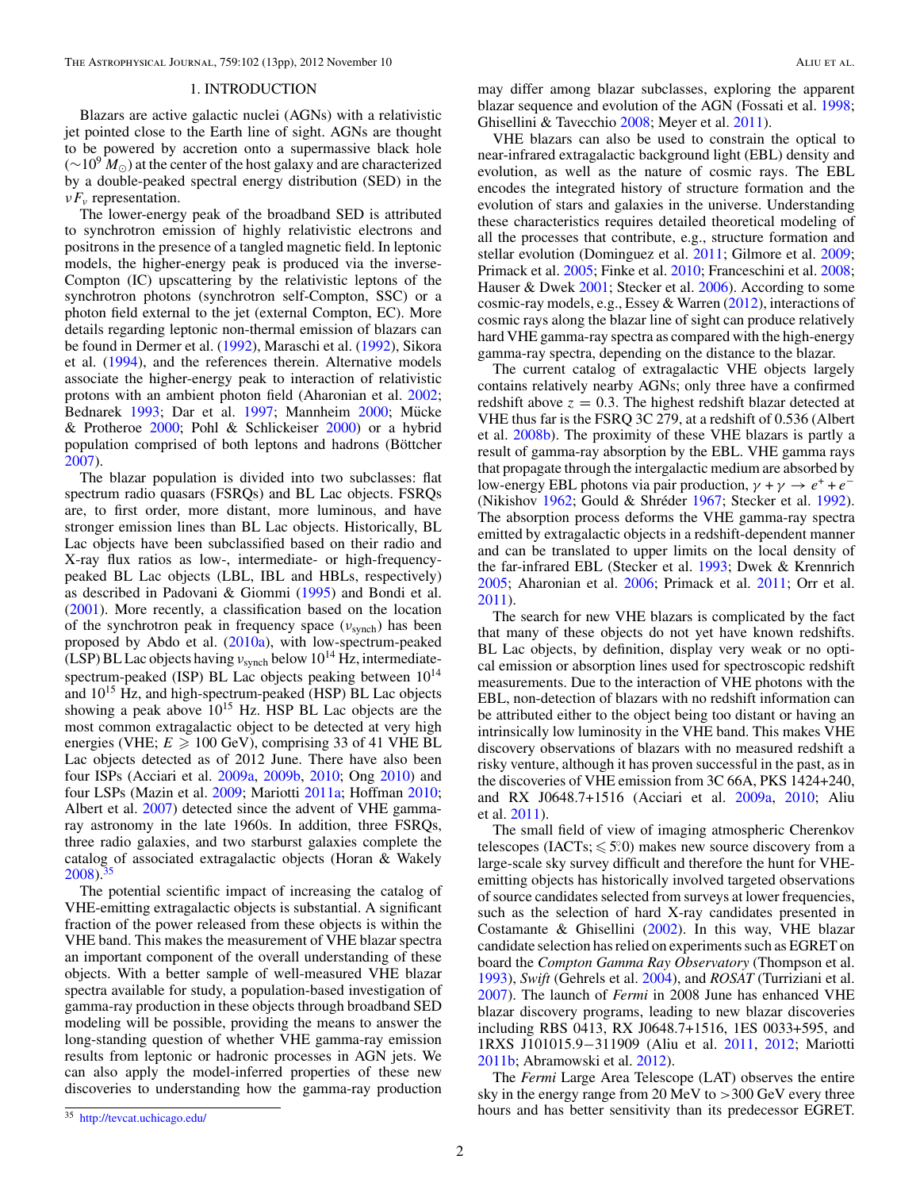## 1. INTRODUCTION

Blazars are active galactic nuclei (AGNs) with a relativistic jet pointed close to the Earth line of sight. AGNs are thought to be powered by accretion onto a supermassive black hole ($\sim 10^9\,M_\odot$) at the center of the host galaxy and are characterized by a double-peaked spectral energy distribution (SED) in the $\nu F_\nu$ representation.

The lower-energy peak of the broadband SED is attributed to synchrotron emission of highly relativistic electrons and positrons in the presence of a tangled magnetic field. In leptonic models, the higher-energy peak is produced via the inverse-Compton (IC) upscattering by the relativistic leptons of the synchrotron photons (synchrotron self-Compton, SSC) or a photon field external to the jet (external Compton, EC). More details regarding leptonic non-thermal emission of blazars can be found in Dermer et al. (1992), Maraschi et al. (1992), Sikora et al. (1994), and the references therein. Alternative models associate the higher-energy peak to interaction of relativistic protons with an ambient photon field (Aharonian et al. 2002; Bednarek 1993; Dar et al. 1997; Mannheim 2000; Mücke & Protheroe 2000; Pohl & Schlickeiser 2000) or a hybrid population comprised of both leptons and hadrons (Böttcher 2007).

The blazar population is divided into two subclasses: flat spectrum radio quasars (FSRQs) and BL Lac objects. FSRQs are, to first order, more distant, more luminous, and have stronger emission lines than BL Lac objects. Historically, BL Lac objects have been subclassified based on their radio and X-ray flux ratios as low-, intermediate- or high-frequency-peaked BL Lac objects (LBL, IBL and HBLs, respectively) as described in Padovani & Giommi (1995) and Bondi et al. (2001). More recently, a classification based on the location of the synchrotron peak in frequency space ($\nu_{\mathrm{synch}}$) has been proposed by Abdo et al. (2010a), with low-spectrum-peaked (LSP) BL Lac objects having $\nu_{\mathrm{synch}}$ below $10^{14}$ Hz, intermediate-spectrum-peaked (ISP) BL Lac objects peaking between $10^{14}$ and $10^{15}$ Hz, and high-spectrum-peaked (HSP) BL Lac objects showing a peak above $10^{15}$ Hz. HSP BL Lac objects are the most common extragalactic object to be detected at very high energies (VHE; $E \geqslant 100$ GeV), comprising 33 of 41 VHE BL Lac objects detected as of 2012 June. There have also been four ISPs (Acciari et al. 2009a, 2009b, 2010; Ong 2010) and four LSPs (Mazin et al. 2009; Mariotti 2011a; Hoffman 2010; Albert et al. 2007) detected since the advent of VHE gamma-ray astronomy in the late 1960s. In addition, three FSRQs, three radio galaxies, and two starburst galaxies complete the catalog of associated extragalactic objects (Horan & Wakely 2008).[35]

The potential scientific impact of increasing the catalog of VHE-emitting extragalactic objects is substantial. A significant fraction of the power released from these objects is within the VHE band. This makes the measurement of VHE blazar spectra an important component of the overall understanding of these objects. With a better sample of well-measured VHE blazar spectra available for study, a population-based investigation of gamma-ray production in these objects through broadband SED modeling will be possible, providing the means to answer the long-standing question of whether VHE gamma-ray emission results from leptonic or hadronic processes in AGN jets. We can also apply the model-inferred properties of these new discoveries to understanding how the gamma-ray production may differ among blazar subclasses, exploring the apparent blazar sequence and evolution of the AGN (Fossati et al. 1998; Ghisellini & Tavecchio 2008; Meyer et al. 2011).

VHE blazars can also be used to constrain the optical to near-infrared extragalactic background light (EBL) density and evolution, as well as the nature of cosmic rays. The EBL encodes the integrated history of structure formation and the evolution of stars and galaxies in the universe. Understanding these characteristics requires detailed theoretical modeling of all the processes that contribute, e.g., structure formation and stellar evolution (Dominguez et al. 2011; Gilmore et al. 2009; Primack et al. 2005; Finke et al. 2010; Franceschini et al. 2008; Hauser & Dwek 2001; Stecker et al. 2006). According to some cosmic-ray models, e.g., Essey & Warren (2012), interactions of cosmic rays along the blazar line of sight can produce relatively hard VHE gamma-ray spectra as compared with the high-energy gamma-ray spectra, depending on the distance to the blazar.

The current catalog of extragalactic VHE objects largely contains relatively nearby AGNs; only three have a confirmed redshift above $z = 0.3$. The highest redshift blazar detected at VHE thus far is the FSRQ 3C 279, at a redshift of 0.536 (Albert et al. 2008b). The proximity of these VHE blazars is partly a result of gamma-ray absorption by the EBL. VHE gamma rays that propagate through the intergalactic medium are absorbed by low-energy EBL photons via pair production, $\gamma + \gamma \rightarrow e^+ + e^-$ (Nikishov 1962; Gould & Shréder 1967; Stecker et al. 1992). The absorption process deforms the VHE gamma-ray spectra emitted by extragalactic objects in a redshift-dependent manner and can be translated to upper limits on the local density of the far-infrared EBL (Stecker et al. 1993; Dwek & Krennrich 2005; Aharonian et al. 2006; Primack et al. 2011; Orr et al. 2011).

The search for new VHE blazars is complicated by the fact that many of these objects do not yet have known redshifts. BL Lac objects, by definition, display very weak or no optical emission or absorption lines used for spectroscopic redshift measurements. Due to the interaction of VHE photons with the EBL, non-detection of blazars with no redshift information can be attributed either to the object being too distant or having an intrinsically low luminosity in the VHE band. This makes VHE discovery observations of blazars with no measured redshift a risky venture, although it has proven successful in the past, as in the discoveries of VHE emission from 3C 66A, PKS 1424+240, and RX J0648.7+1516 (Acciari et al. 2009a, 2010; Aliu et al. 2011).

The small field of view of imaging atmospheric Cherenkov telescopes (IACTs; $\leqslant 5^\circ\!.0$) makes new source discovery from a large-scale sky survey difficult and therefore the hunt for VHE-emitting objects has historically involved targeted observations of source candidates selected from surveys at lower frequencies, such as the selection of hard X-ray candidates presented in Costamante & Ghisellini (2002). In this way, VHE blazar candidate selection has relied on experiments such as EGRET on board the *Compton Gamma Ray Observatory* (Thompson et al. 1993), *Swift* (Gehrels et al. 2004), and *ROSAT* (Turriziani et al. 2007). The launch of *Fermi* in 2008 June has enhanced VHE blazar discovery programs, leading to new blazar discoveries including RBS 0413, RX J0648.7+1516, 1ES 0033+595, and 1RXS J101015.9−311909 (Aliu et al. 2011, 2012; Mariotti 2011b; Abramowski et al. 2012).

The *Fermi* Large Area Telescope (LAT) observes the entire sky in the energy range from 20 MeV to >300 GeV every three hours and has better sensitivity than its predecessor EGRET.

[35] http://tevcat.uchicago.edu/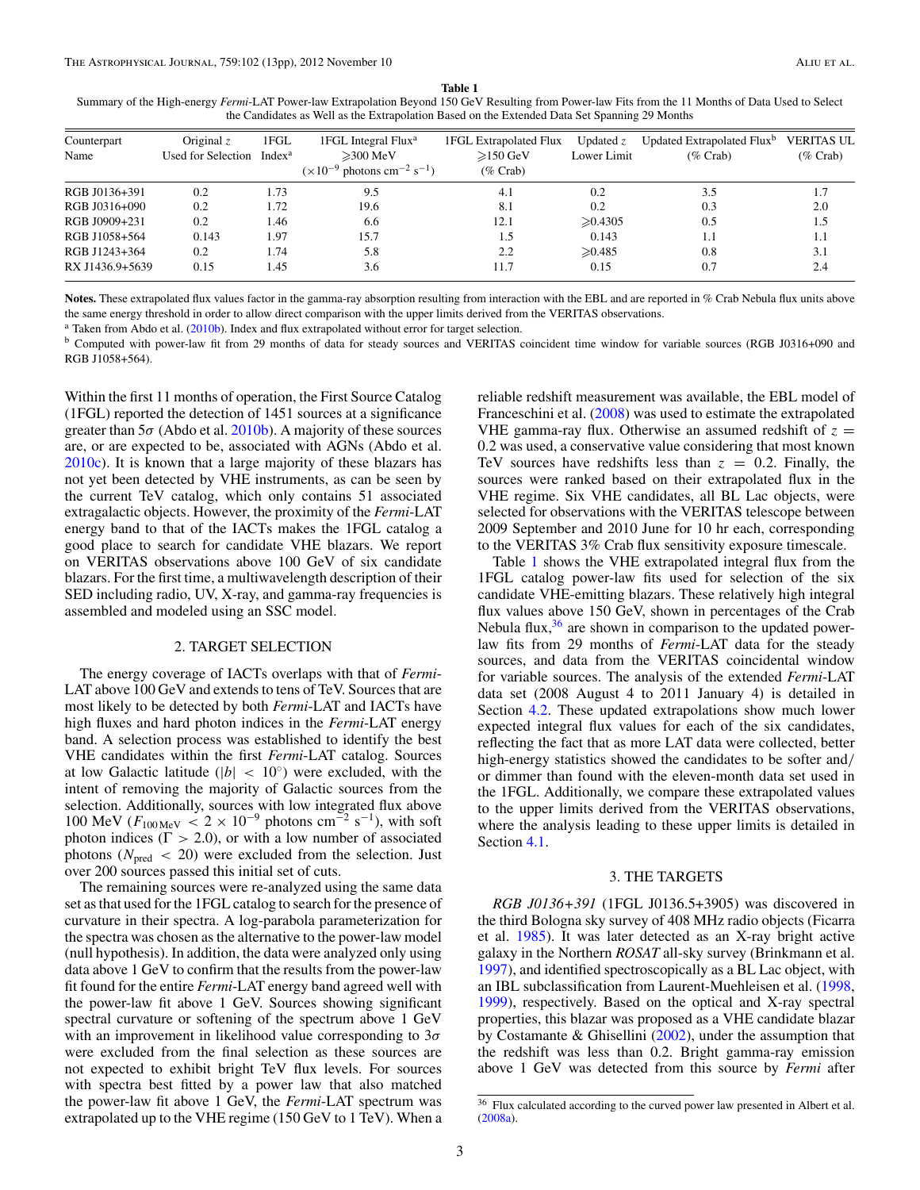**Table 1**
Summary of the High-energy *Fermi*-LAT Power-law Extrapolation Beyond 150 GeV Resulting from Power-law Fits from the 11 Months of Data Used to Select the Candidates as Well as the Extrapolation Based on the Extended Data Set Spanning 29 Months

| Counterpart Name | Original $z$ Used for Selection | 1FGL Index[a] | 1FGL Integral Flux[a] $\geqslant$300 MeV ($\times 10^{-9}$ photons cm$^{-2}$ s$^{-1}$) | 1FGL Extrapolated Flux $\geqslant$150 GeV (% Crab) | Updated $z$ Lower Limit | Updated Extrapolated Flux[b] (% Crab) | VERITAS UL (% Crab) |
|---|---|---|---|---|---|---|---|
| RGB J0136+391 | 0.2 | 1.73 | 9.5 | 4.1 | 0.2 | 3.5 | 1.7 |
| RGB J0316+090 | 0.2 | 1.72 | 19.6 | 8.1 | 0.2 | 0.3 | 2.0 |
| RGB J0909+231 | 0.2 | 1.46 | 6.6 | 12.1 | $\geqslant$0.4305 | 0.5 | 1.5 |
| RGB J1058+564 | 0.143 | 1.97 | 15.7 | 1.5 | 0.143 | 1.1 | 1.1 |
| RGB J1243+364 | 0.2 | 1.74 | 5.8 | 2.2 | $\geqslant$0.485 | 0.8 | 3.1 |
| RX J1436.9+5639 | 0.15 | 1.45 | 3.6 | 11.7 | 0.15 | 0.7 | 2.4 |

**Notes.** These extrapolated flux values factor in the gamma-ray absorption resulting from interaction with the EBL and are reported in % Crab Nebula flux units above the same energy threshold in order to allow direct comparison with the upper limits derived from the VERITAS observations.
[a] Taken from Abdo et al. (2010b). Index and flux extrapolated without error for target selection.
[b] Computed with power-law fit from 29 months of data for steady sources and VERITAS coincident time window for variable sources (RGB J0316+090 and RGB J1058+564).

Within the first 11 months of operation, the First Source Catalog (1FGL) reported the detection of 1451 sources at a significance greater than 5$\sigma$ (Abdo et al. 2010b). A majority of these sources are, or are expected to be, associated with AGNs (Abdo et al. 2010c). It is known that a large majority of these blazars has not yet been detected by VHE instruments, as can be seen by the current TeV catalog, which only contains 51 associated extragalactic objects. However, the proximity of the *Fermi*-LAT energy band to that of the IACTs makes the 1FGL catalog a good place to search for candidate VHE blazars. We report on VERITAS observations above 100 GeV of six candidate blazars. For the first time, a multiwavelength description of their SED including radio, UV, X-ray, and gamma-ray frequencies is assembled and modeled using an SSC model.

## 2. TARGET SELECTION

The energy coverage of IACTs overlaps with that of *Fermi*-LAT above 100 GeV and extends to tens of TeV. Sources that are most likely to be detected by both *Fermi*-LAT and IACTs have high fluxes and hard photon indices in the *Fermi*-LAT energy band. A selection process was established to identify the best VHE candidates within the first *Fermi*-LAT catalog. Sources at low Galactic latitude ($|b| < 10^{\circ}$) were excluded, with the intent of removing the majority of Galactic sources from the selection. Additionally, sources with low integrated flux above 100 MeV ($F_{100\,\mathrm{MeV}} < 2 \times 10^{-9}$ photons cm$^{-2}$ s$^{-1}$), with soft photon indices ($\Gamma > 2.0$), or with a low number of associated photons ($N_{\mathrm{pred}} < 20$) were excluded from the selection. Just over 200 sources passed this initial set of cuts.

The remaining sources were re-analyzed using the same data set as that used for the 1FGL catalog to search for the presence of curvature in their spectra. A log-parabola parameterization for the spectra was chosen as the alternative to the power-law model (null hypothesis). In addition, the data were analyzed only using data above 1 GeV to confirm that the results from the power-law fit found for the entire *Fermi*-LAT energy band agreed well with the power-law fit above 1 GeV. Sources showing significant spectral curvature or softening of the spectrum above 1 GeV with an improvement in likelihood value corresponding to 3$\sigma$ were excluded from the final selection as these sources are not expected to exhibit bright TeV flux levels. For sources with spectra best fitted by a power law that also matched the power-law fit above 1 GeV, the *Fermi*-LAT spectrum was extrapolated up to the VHE regime (150 GeV to 1 TeV). When a reliable redshift measurement was available, the EBL model of Franceschini et al. (2008) was used to estimate the extrapolated VHE gamma-ray flux. Otherwise an assumed redshift of $z = 0.2$ was used, a conservative value considering that most known TeV sources have redshifts less than $z = 0.2$. Finally, the sources were ranked based on their extrapolated flux in the VHE regime. Six VHE candidates, all BL Lac objects, were selected for observations with the VERITAS telescope between 2009 September and 2010 June for 10 hr each, corresponding to the VERITAS 3% Crab flux sensitivity exposure timescale.

Table 1 shows the VHE extrapolated integral flux from the 1FGL catalog power-law fits used for selection of the six candidate VHE-emitting blazars. These relatively high integral flux values above 150 GeV, shown in percentages of the Crab Nebula flux,[36] are shown in comparison to the updated power-law fits from 29 months of *Fermi*-LAT data for the steady sources, and data from the VERITAS coincidental window for variable sources. The analysis of the extended *Fermi*-LAT data set (2008 August 4 to 2011 January 4) is detailed in Section 4.2. These updated extrapolations show much lower expected integral flux values for each of the six candidates, reflecting the fact that as more LAT data were collected, better high-energy statistics showed the candidates to be softer and/or dimmer than found with the eleven-month data set used in the 1FGL. Additionally, we compare these extrapolated values to the upper limits derived from the VERITAS observations, where the analysis leading to these upper limits is detailed in Section 4.1.

## 3. THE TARGETS

*RGB J0136+391* (1FGL J0136.5+3905) was discovered in the third Bologna sky survey of 408 MHz radio objects (Ficarra et al. 1985). It was later detected as an X-ray bright active galaxy in the Northern *ROSAT* all-sky survey (Brinkmann et al. 1997), and identified spectroscopically as a BL Lac object, with an IBL subclassification from Laurent-Muehleisen et al. (1998, 1999), respectively. Based on the optical and X-ray spectral properties, this blazar was proposed as a VHE candidate blazar by Costamante & Ghisellini (2002), under the assumption that the redshift was less than 0.2. Bright gamma-ray emission above 1 GeV was detected from this source by *Fermi* after

[36] Flux calculated according to the curved power law presented in Albert et al. (2008a).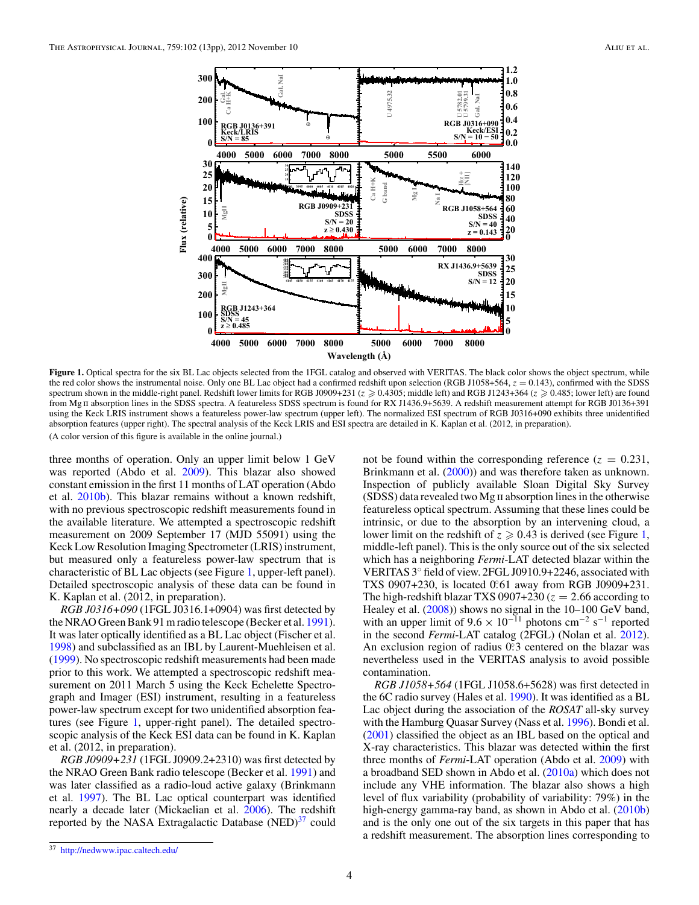**Figure 1.** Optical spectra for the six BL Lac objects selected from the 1FGL catalog and observed with VERITAS. The black color shows the object spectrum, while the red color shows the instrumental noise. Only one BL Lac object had a confirmed redshift upon selection (RGB J1058+564, $z = 0.143$), confirmed with the SDSS spectrum shown in the middle-right panel. Redshift lower limits for RGB J0909+231 ($z \geqslant 0.4305$; middle left) and RGB J1243+364 ($z \geqslant 0.485$; lower left) are found from Mg II absorption lines in the SDSS spectra. A featureless SDSS spectrum is found for RX J1436.9+5639. A redshift measurement attempt for RGB J0136+391 using the Keck LRIS instrument shows a featureless power-law spectrum (upper left). The normalized ESI spectrum of RGB J0316+090 exhibits three unidentified absorption features (upper right). The spectral analysis of the Keck LRIS and ESI spectra are detailed in K. Kaplan et al. (2012, in preparation).

(A color version of this figure is available in the online journal.)

three months of operation. Only an upper limit below 1 GeV was reported (Abdo et al. 2009). This blazar also showed constant emission in the first 11 months of LAT operation (Abdo et al. 2010b). This blazar remains without a known redshift, with no previous spectroscopic redshift measurements found in the available literature. We attempted a spectroscopic redshift measurement on 2009 September 17 (MJD 55091) using the Keck Low Resolution Imaging Spectrometer (LRIS) instrument, but measured only a featureless power-law spectrum that is characteristic of BL Lac objects (see Figure 1, upper-left panel). Detailed spectroscopic analysis of these data can be found in K. Kaplan et al. (2012, in preparation).

*RGB J0316+090* (1FGL J0316.1+0904) was first detected by the NRAO Green Bank 91 m radio telescope (Becker et al. 1991). It was later optically identified as a BL Lac object (Fischer et al. 1998) and subclassified as an IBL by Laurent-Muehleisen et al. (1999). No spectroscopic redshift measurements had been made prior to this work. We attempted a spectroscopic redshift measurement on 2011 March 5 using the Keck Echelette Spectrograph and Imager (ESI) instrument, resulting in a featureless power-law spectrum except for two unidentified absorption features (see Figure 1, upper-right panel). The detailed spectroscopic analysis of the Keck ESI data can be found in K. Kaplan et al. (2012, in preparation).

*RGB J0909+231* (1FGL J0909.2+2310) was first detected by the NRAO Green Bank radio telescope (Becker et al. 1991) and was later classified as a radio-loud active galaxy (Brinkmann et al. 1997). The BL Lac optical counterpart was identified nearly a decade later (Mickaelian et al. 2006). The redshift reported by the NASA Extragalactic Database (NED)[37] could not be found within the corresponding reference ($z = 0.231$, Brinkmann et al. (2000)) and was therefore taken as unknown. Inspection of publicly available Sloan Digital Sky Survey (SDSS) data revealed two Mg II absorption lines in the otherwise featureless optical spectrum. Assuming that these lines could be intrinsic, or due to the absorption by an intervening cloud, a lower limit on the redshift of $z \geqslant 0.43$ is derived (see Figure 1, middle-left panel). This is the only source out of the six selected which has a neighboring *Fermi*-LAT detected blazar within the VERITAS 3° field of view. 2FGL J0910.9+2246, associated with TXS 0907+230, is located 0.°61 away from RGB J0909+231. The high-redshift blazar TXS 0907+230 ($z = 2.66$ according to Healey et al. (2008)) shows no signal in the 10–100 GeV band, with an upper limit of $9.6 \times 10^{-11}$ photons cm$^{-2}$ s$^{-1}$ reported in the second *Fermi*-LAT catalog (2FGL) (Nolan et al. 2012). An exclusion region of radius 0.°3 centered on the blazar was nevertheless used in the VERITAS analysis to avoid possible contamination.

*RGB J1058+564* (1FGL J1058.6+5628) was first detected in the 6C radio survey (Hales et al. 1990). It was identified as a BL Lac object during the association of the *ROSAT* all-sky survey with the Hamburg Quasar Survey (Nass et al. 1996). Bondi et al. (2001) classified the object as an IBL based on the optical and X-ray characteristics. This blazar was detected within the first three months of *Fermi*-LAT operation (Abdo et al. 2009) with a broadband SED shown in Abdo et al. (2010a) which does not include any VHE information. The blazar also shows a high level of flux variability (probability of variability: 79%) in the high-energy gamma-ray band, as shown in Abdo et al. (2010b) and is the only one out of the six targets in this paper that has a redshift measurement. The absorption lines corresponding to

[37] http://nedwww.ipac.caltech.edu/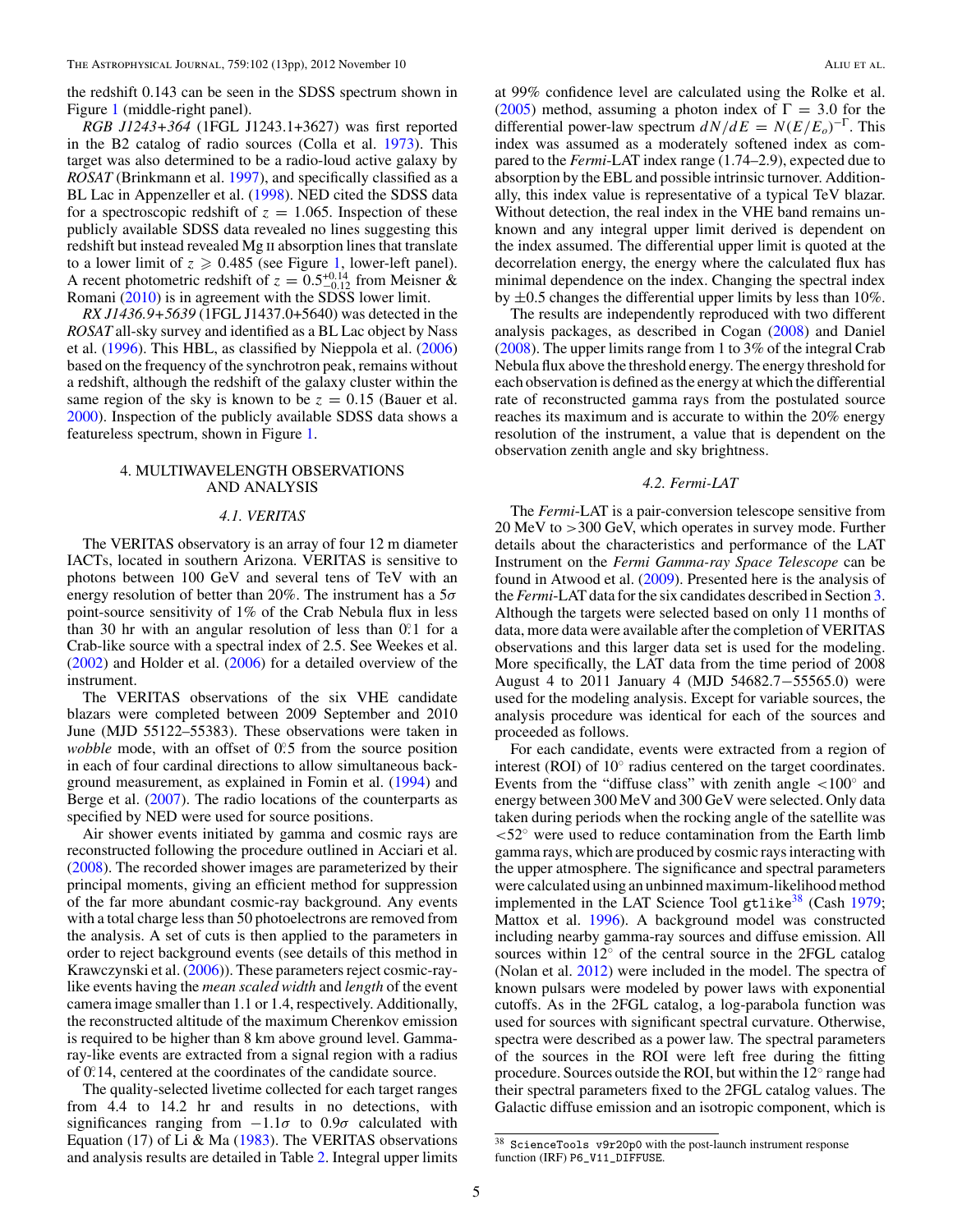the redshift 0.143 can be seen in the SDSS spectrum shown in Figure 1 (middle-right panel).

*RGB J1243+364* (1FGL J1243.1+3627) was first reported in the B2 catalog of radio sources (Colla et al. 1973). This target was also determined to be a radio-loud active galaxy by *ROSAT* (Brinkmann et al. 1997), and specifically classified as a BL Lac in Appenzeller et al. (1998). NED cited the SDSS data for a spectroscopic redshift of $z = 1.065$. Inspection of these publicly available SDSS data revealed no lines suggesting this redshift but instead revealed Mg II absorption lines that translate to a lower limit of $z \geqslant 0.485$ (see Figure 1, lower-left panel). A recent photometric redshift of $z = 0.5^{+0.14}_{-0.12}$ from Meisner & Romani (2010) is in agreement with the SDSS lower limit.

*RX J1436.9+5639* (1FGL J1437.0+5640) was detected in the *ROSAT* all-sky survey and identified as a BL Lac object by Nass et al. (1996). This HBL, as classified by Nieppola et al. (2006) based on the frequency of the synchrotron peak, remains without a redshift, although the redshift of the galaxy cluster within the same region of the sky is known to be $z = 0.15$ (Bauer et al. 2000). Inspection of the publicly available SDSS data shows a featureless spectrum, shown in Figure 1.

## 4. MULTIWAVELENGTH OBSERVATIONS AND ANALYSIS

### 4.1. VERITAS

The VERITAS observatory is an array of four 12 m diameter IACTs, located in southern Arizona. VERITAS is sensitive to photons between 100 GeV and several tens of TeV with an energy resolution of better than 20%. The instrument has a $5\sigma$ point-source sensitivity of 1% of the Crab Nebula flux in less than 30 hr with an angular resolution of less than $0.^\circ1$ for a Crab-like source with a spectral index of 2.5. See Weekes et al. (2002) and Holder et al. (2006) for a detailed overview of the instrument.

The VERITAS observations of the six VHE candidate blazars were completed between 2009 September and 2010 June (MJD 55122–55383). These observations were taken in *wobble* mode, with an offset of $0.^\circ5$ from the source position in each of four cardinal directions to allow simultaneous background measurement, as explained in Fomin et al. (1994) and Berge et al. (2007). The radio locations of the counterparts as specified by NED were used for source positions.

Air shower events initiated by gamma and cosmic rays are reconstructed following the procedure outlined in Acciari et al. (2008). The recorded shower images are parameterized by their principal moments, giving an efficient method for suppression of the far more abundant cosmic-ray background. Any events with a total charge less than 50 photoelectrons are removed from the analysis. A set of cuts is then applied to the parameters in order to reject background events (see details of this method in Krawczynski et al. (2006)). These parameters reject cosmic-ray-like events having the *mean scaled width* and *length* of the event camera image smaller than 1.1 or 1.4, respectively. Additionally, the reconstructed altitude of the maximum Cherenkov emission is required to be higher than 8 km above ground level. Gamma-ray-like events are extracted from a signal region with a radius of $0.^\circ14$, centered at the coordinates of the candidate source.

The quality-selected livetime collected for each target ranges from 4.4 to 14.2 hr and results in no detections, with significances ranging from $-1.1\sigma$ to $0.9\sigma$ calculated with Equation (17) of Li & Ma (1983). The VERITAS observations and analysis results are detailed in Table 2. Integral upper limits at 99% confidence level are calculated using the Rolke et al. (2005) method, assuming a photon index of $\Gamma = 3.0$ for the differential power-law spectrum $dN/dE = N(E/E_o)^{-\Gamma}$. This index was assumed as a moderately softened index as compared to the *Fermi*-LAT index range (1.74–2.9), expected due to absorption by the EBL and possible intrinsic turnover. Additionally, this index value is representative of a typical TeV blazar. Without detection, the real index in the VHE band remains unknown and any integral upper limit derived is dependent on the index assumed. The differential upper limit is quoted at the decorrelation energy, the energy where the calculated flux has minimal dependence on the index. Changing the spectral index by $\pm 0.5$ changes the differential upper limits by less than 10%.

The results are independently reproduced with two different analysis packages, as described in Cogan (2008) and Daniel (2008). The upper limits range from 1 to 3% of the integral Crab Nebula flux above the threshold energy. The energy threshold for each observation is defined as the energy at which the differential rate of reconstructed gamma rays from the postulated source reaches its maximum and is accurate to within the 20% energy resolution of the instrument, a value that is dependent on the observation zenith angle and sky brightness.

### 4.2. Fermi-LAT

The *Fermi*-LAT is a pair-conversion telescope sensitive from 20 MeV to >300 GeV, which operates in survey mode. Further details about the characteristics and performance of the LAT Instrument on the *Fermi Gamma-ray Space Telescope* can be found in Atwood et al. (2009). Presented here is the analysis of the *Fermi*-LAT data for the six candidates described in Section 3. Although the targets were selected based on only 11 months of data, more data were available after the completion of VERITAS observations and this larger data set is used for the modeling. More specifically, the LAT data from the time period of 2008 August 4 to 2011 January 4 (MJD 54682.7−55565.0) were used for the modeling analysis. Except for variable sources, the analysis procedure was identical for each of the sources and proceeded as follows.

For each candidate, events were extracted from a region of interest (ROI) of 10° radius centered on the target coordinates. Events from the "diffuse class" with zenith angle <100° and energy between 300 MeV and 300 GeV were selected. Only data taken during periods when the rocking angle of the satellite was <52° were used to reduce contamination from the Earth limb gamma rays, which are produced by cosmic rays interacting with the upper atmosphere. The significance and spectral parameters were calculated using an unbinned maximum-likelihood method implemented in the LAT Science Tool `gtlike`[38] (Cash 1979; Mattox et al. 1996). A background model was constructed including nearby gamma-ray sources and diffuse emission. All sources within 12° of the central source in the 2FGL catalog (Nolan et al. 2012) were included in the model. The spectra of known pulsars were modeled by power laws with exponential cutoffs. As in the 2FGL catalog, a log-parabola function was used for sources with significant spectral curvature. Otherwise, spectra were described as a power law. The spectral parameters of the sources in the ROI were left free during the fitting procedure. Sources outside the ROI, but within the 12° range had their spectral parameters fixed to the 2FGL catalog values. The Galactic diffuse emission and an isotropic component, which is

[38] `ScienceTools v9r20p0` with the post-launch instrument response function (IRF) `P6_V11_DIFFUSE`.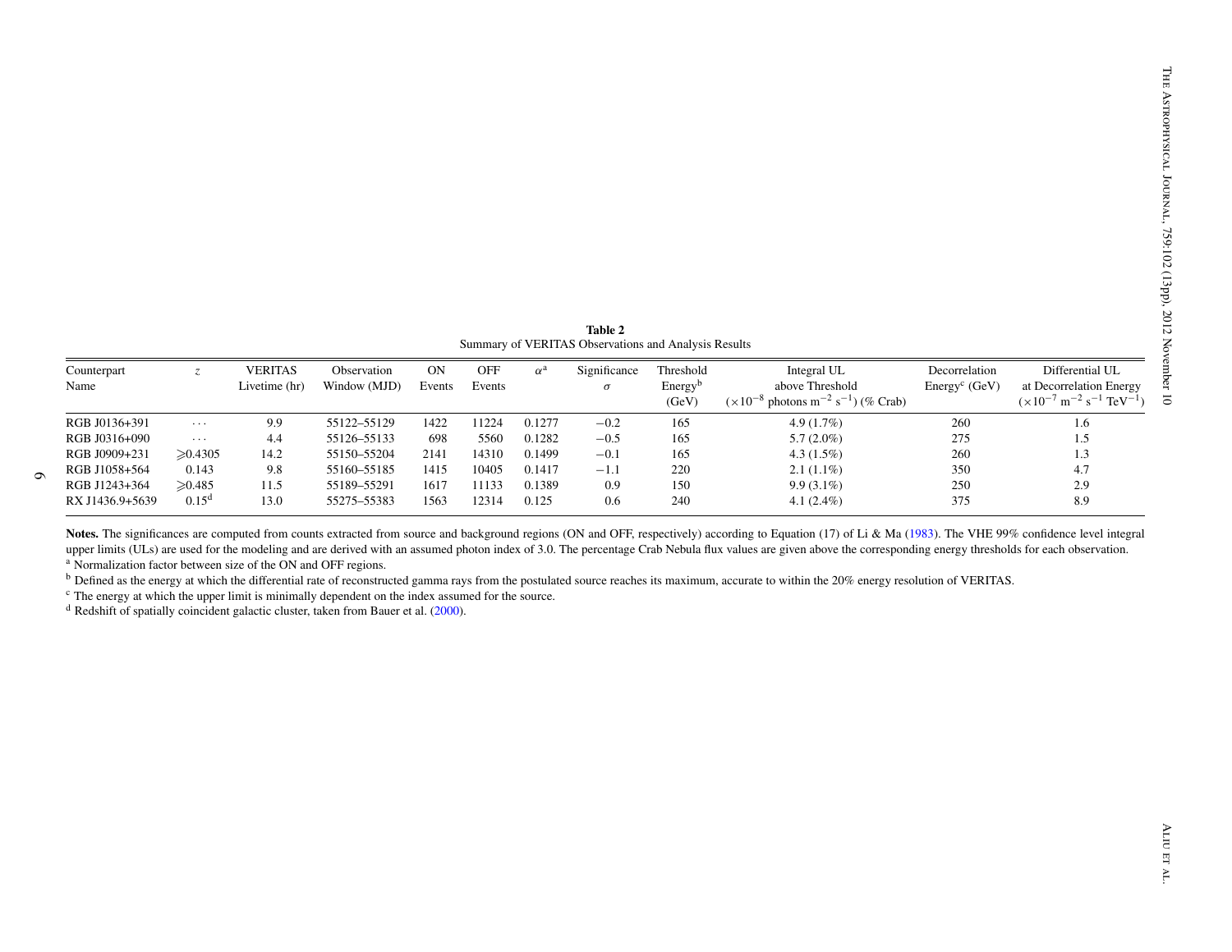**Table 2**

Summary of VERITAS Observations and Analysis Results

| Counterpart Name | $z$ | VERITAS Livetime (hr) | Observation Window (MJD) | ON Events | OFF Events | $\alpha$[a] | Significance $\sigma$ | Threshold Energy[b] (GeV) | Integral UL above Threshold ($\times 10^{-8}$ photons m$^{-2}$ s$^{-1}$) (% Crab) | Decorrelation Energy[c] (GeV) | Differential UL at Decorrelation Energy ($\times 10^{-7}$ m$^{-2}$ s$^{-1}$ TeV$^{-1}$) |
|---|---|---|---|---|---|---|---|---|---|---|---|
| RGB J0136+391 | ··· | 9.9 | 55122–55129 | 1422 | 11224 | 0.1277 | −0.2 | 165 | 4.9 (1.7%) | 260 | 1.6 |
| RGB J0316+090 | ··· | 4.4 | 55126–55133 | 698 | 5560 | 0.1282 | −0.5 | 165 | 5.7 (2.0%) | 275 | 1.5 |
| RGB J0909+231 | $\geqslant$0.4305 | 14.2 | 55150–55204 | 2141 | 14310 | 0.1499 | −0.1 | 165 | 4.3 (1.5%) | 260 | 1.3 |
| RGB J1058+564 | 0.143 | 9.8 | 55160–55185 | 1415 | 10405 | 0.1417 | −1.1 | 220 | 2.1 (1.1%) | 350 | 4.7 |
| RGB J1243+364 | $\geqslant$0.485 | 11.5 | 55189–55291 | 1617 | 11133 | 0.1389 | 0.9 | 150 | 9.9 (3.1%) | 250 | 2.9 |
| RX J1436.9+5639 | 0.15[d] | 13.0 | 55275–55383 | 1563 | 12314 | 0.125 | 0.6 | 240 | 4.1 (2.4%) | 375 | 8.9 |

**Notes.** The significances are computed from counts extracted from source and background regions (ON and OFF, respectively) according to Equation (17) of Li & Ma (1983). The VHE 99% confidence level integral upper limits (ULs) are used for the modeling and are derived with an assumed photon index of 3.0. The percentage Crab Nebula flux values are given above the corresponding energy thresholds for each observation.

[a] Normalization factor between size of the ON and OFF regions.

[b] Defined as the energy at which the differential rate of reconstructed gamma rays from the postulated source reaches its maximum, accurate to within the 20% energy resolution of VERITAS.

[c] The energy at which the upper limit is minimally dependent on the index assumed for the source.

[d] Redshift of spatially coincident galactic cluster, taken from Bauer et al. (2000).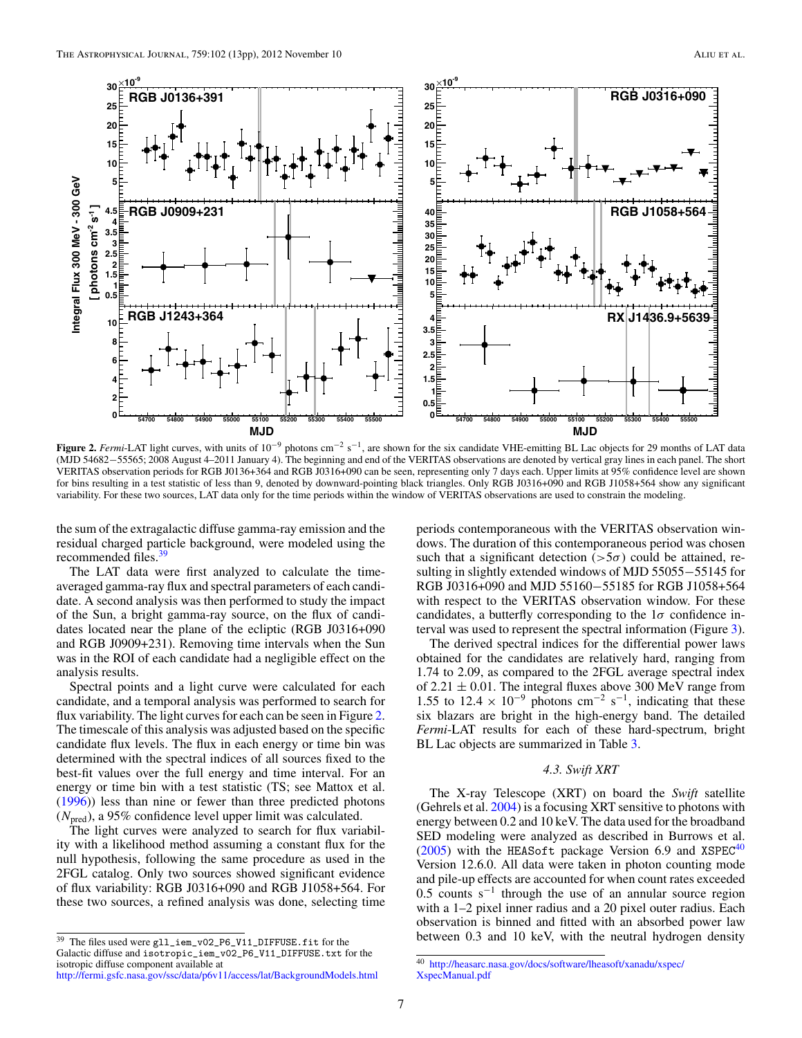**Figure 2.** *Fermi*-LAT light curves, with units of $10^{-9}$ photons cm$^{-2}$ s$^{-1}$, are shown for the six candidate VHE-emitting BL Lac objects for 29 months of LAT data (MJD 54682−55565; 2008 August 4–2011 January 4). The beginning and end of the VERITAS observations are denoted by vertical gray lines in each panel. The short VERITAS observation periods for RGB J0136+364 and RGB J0316+090 can be seen, representing only 7 days each. Upper limits at 95% confidence level are shown for bins resulting in a test statistic of less than 9, denoted by downward-pointing black triangles. Only RGB J0316+090 and RGB J1058+564 show any significant variability. For these two sources, LAT data only for the time periods within the window of VERITAS observations are used to constrain the modeling.

the sum of the extragalactic diffuse gamma-ray emission and the residual charged particle background, were modeled using the recommended files.[39]

The LAT data were first analyzed to calculate the time-averaged gamma-ray flux and spectral parameters of each candidate. A second analysis was then performed to study the impact of the Sun, a bright gamma-ray source, on the flux of candidates located near the plane of the ecliptic (RGB J0316+090 and RGB J0909+231). Removing time intervals when the Sun was in the ROI of each candidate had a negligible effect on the analysis results.

Spectral points and a light curve were calculated for each candidate, and a temporal analysis was performed to search for flux variability. The light curves for each can be seen in Figure 2. The timescale of this analysis was adjusted based on the specific candidate flux levels. The flux in each energy or time bin was determined with the spectral indices of all sources fixed to the best-fit values over the full energy and time interval. For an energy or time bin with a test statistic (TS; see Mattox et al. (1996)) less than nine or fewer than three predicted photons ($N_{\mathrm{pred}}$), a 95% confidence level upper limit was calculated.

The light curves were analyzed to search for flux variability with a likelihood method assuming a constant flux for the null hypothesis, following the same procedure as used in the 2FGL catalog. Only two sources showed significant evidence of flux variability: RGB J0316+090 and RGB J1058+564. For these two sources, a refined analysis was done, selecting time periods contemporaneous with the VERITAS observation windows. The duration of this contemporaneous period was chosen such that a significant detection ($>5\sigma$) could be attained, resulting in slightly extended windows of MJD 55055−55145 for RGB J0316+090 and MJD 55160−55185 for RGB J1058+564 with respect to the VERITAS observation window. For these candidates, a butterfly corresponding to the $1\sigma$ confidence interval was used to represent the spectral information (Figure 3).

The derived spectral indices for the differential power laws obtained for the candidates are relatively hard, ranging from 1.74 to 2.09, as compared to the 2FGL average spectral index of $2.21 \pm 0.01$. The integral fluxes above 300 MeV range from 1.55 to $12.4 \times 10^{-9}$ photons cm$^{-2}$ s$^{-1}$, indicating that these six blazars are bright in the high-energy band. The detailed *Fermi*-LAT results for each of these hard-spectrum, bright BL Lac objects are summarized in Table 3.

### 4.3. *Swift* XRT

The X-ray Telescope (XRT) on board the *Swift* satellite (Gehrels et al. 2004) is a focusing XRT sensitive to photons with energy between 0.2 and 10 keV. The data used for the broadband SED modeling were analyzed as described in Burrows et al. (2005) with the `HEASoft` package Version 6.9 and `XSPEC`[40] Version 12.6.0. All data were taken in photon counting mode and pile-up effects are accounted for when count rates exceeded 0.5 counts s$^{-1}$ through the use of an annular source region with a 1–2 pixel inner radius and a 20 pixel outer radius. Each observation is binned and fitted with an absorbed power law between 0.3 and 10 keV, with the neutral hydrogen density

[39] The files used were `gll_iem_v02_P6_V11_DIFFUSE.fit` for the Galactic diffuse and `isotropic_iem_v02_P6_V11_DIFFUSE.txt` for the isotropic diffuse component available at http://fermi.gsfc.nasa.gov/ssc/data/p6v11/access/lat/BackgroundModels.html

[40] http://heasarc.nasa.gov/docs/software/lheasoft/xanadu/xspec/XspecManual.pdf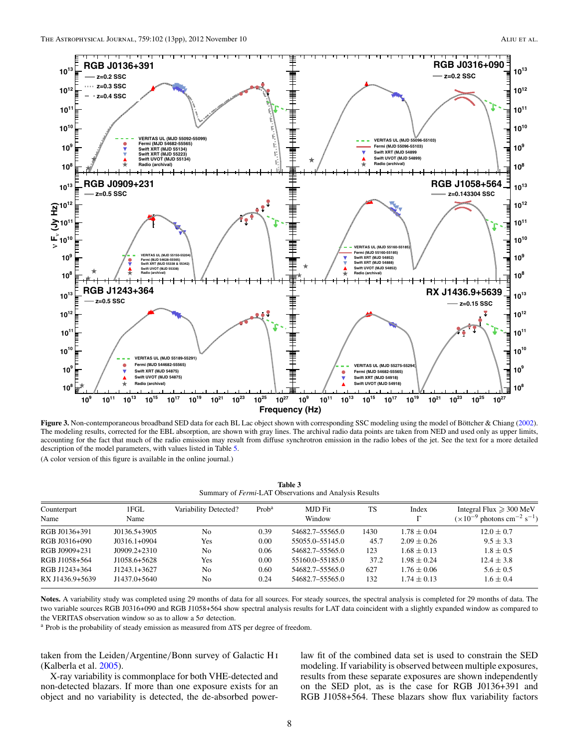**Figure 3.** Non-contemporaneous broadband SED data for each BL Lac object shown with corresponding SSC modeling using the model of Böttcher & Chiang (2002). The modeling results, corrected for the EBL absorption, are shown with gray lines. The archival radio data points are taken from NED and used only as upper limits, accounting for the fact that much of the radio emission may result from diffuse synchrotron emission in the radio lobes of the jet. See the text for a more detailed description of the model parameters, with values listed in Table 5.

(A color version of this figure is available in the online journal.)

**Table 3**
Summary of *Fermi*-LAT Observations and Analysis Results

| Counterpart Name | 1FGL Name | Variability Detected? | Prob[a] | MJD Fit Window | TS | Index $\Gamma$ | Integral Flux $\geqslant$ 300 MeV ($\times 10^{-9}$ photons $cm^{-2}$ $s^{-1}$) |
|---|---|---|---|---|---|---|---|
| RGB J0136+391 | J0136.5+3905 | No | 0.39 | 54682.7–55565.0 | 1430 | $1.78 \pm 0.04$ | $12.0 \pm 0.7$ |
| RGB J0316+090 | J0316.1+0904 | Yes | 0.00 | 55055.0–55145.0 | 45.7 | $2.09 \pm 0.26$ | $9.5 \pm 3.3$ |
| RGB J0909+231 | J0909.2+2310 | No | 0.06 | 54682.7–55565.0 | 123 | $1.68 \pm 0.13$ | $1.8 \pm 0.5$ |
| RGB J1058+564 | J1058.6+5628 | Yes | 0.00 | 55160.0–55185.0 | 37.2 | $1.98 \pm 0.24$ | $12.4 \pm 3.8$ |
| RGB J1243+364 | J1243.1+3627 | No | 0.60 | 54682.7–55565.0 | 627 | $1.76 \pm 0.06$ | $5.6 \pm 0.5$ |
| RX J1436.9+5639 | J1437.0+5640 | No | 0.24 | 54682.7–55565.0 | 132 | $1.74 \pm 0.13$ | $1.6 \pm 0.4$ |

**Notes.** A variability study was completed using 29 months of data for all sources. For steady sources, the spectral analysis is completed for 29 months of data. The two variable sources RGB J0316+090 and RGB J1058+564 show spectral analysis results for LAT data coincident with a slightly expanded window as compared to the VERITAS observation window so as to allow a $5\sigma$ detection.

[a] Prob is the probability of steady emission as measured from $\Delta$TS per degree of freedom.

taken from the Leiden/Argentine/Bonn survey of Galactic H I (Kalberla et al. 2005).

X-ray variability is commonplace for both VHE-detected and non-detected blazars. If more than one exposure exists for an object and no variability is detected, the de-absorbed power-law fit of the combined data set is used to constrain the SED modeling. If variability is observed between multiple exposures, results from these separate exposures are shown independently on the SED plot, as is the case for RGB J0136+391 and RGB J1058+564. These blazars show flux variability factors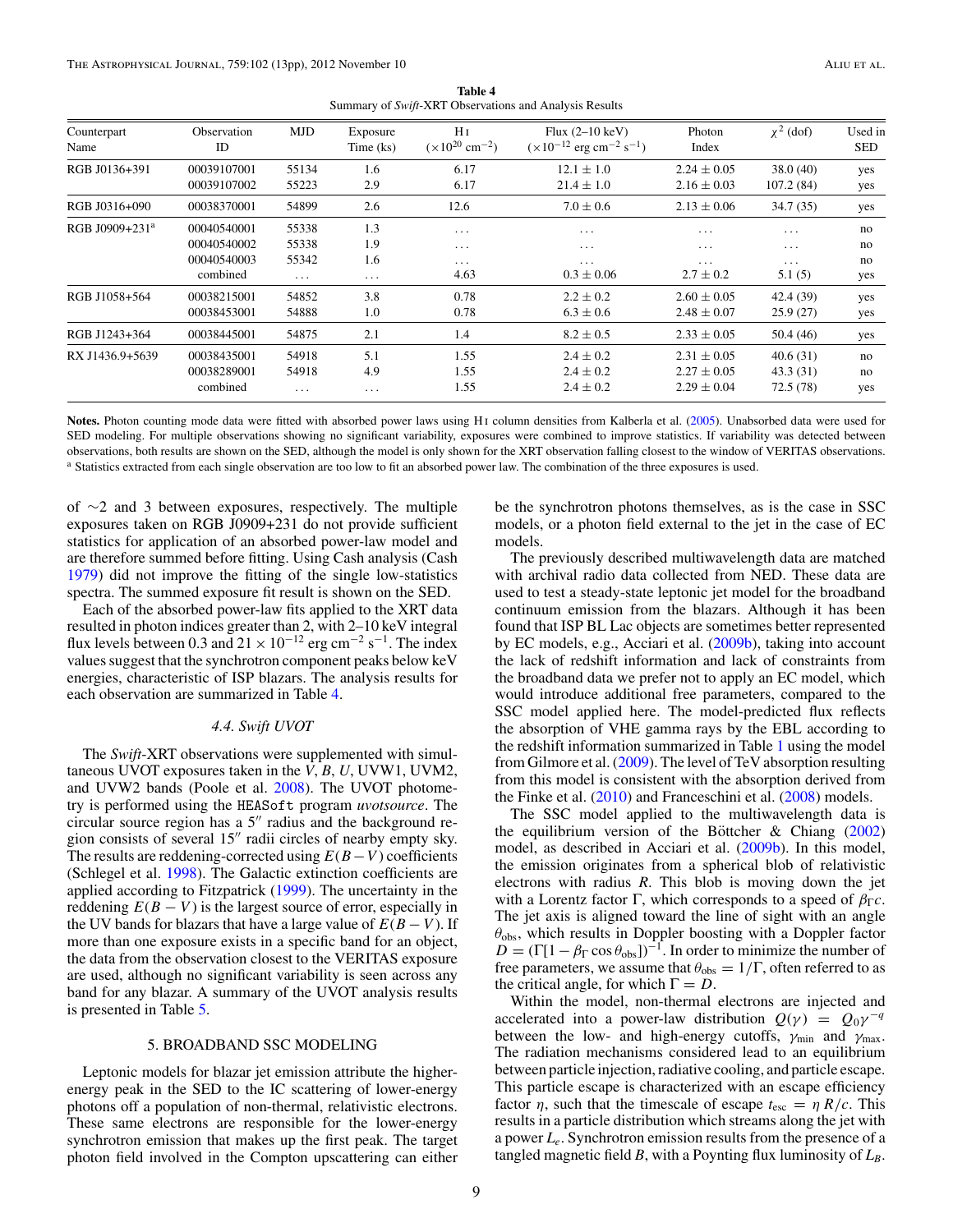**Table 4**
Summary of *Swift*-XRT Observations and Analysis Results

| Counterpart Name | Observation ID | MJD | Exposure Time (ks) | H I ($\times 10^{20}$ cm$^{-2}$) | Flux (2–10 keV) ($\times 10^{-12}$ erg cm$^{-2}$ s$^{-1}$) | Photon Index | $\chi^2$ (dof) | Used in SED |
|---|---|---|---|---|---|---|---|---|
| RGB J0136+391 | 00039107001 | 55134 | 1.6 | 6.17 | 12.1 ± 1.0 | 2.24 ± 0.05 | 38.0 (40) | yes |
| | 00039107002 | 55223 | 2.9 | 6.17 | 21.4 ± 1.0 | 2.16 ± 0.03 | 107.2 (84) | yes |
| RGB J0316+090 | 00038370001 | 54899 | 2.6 | 12.6 | 7.0 ± 0.6 | 2.13 ± 0.06 | 34.7 (35) | yes |
| RGB J0909+231[a] | 00040540001 | 55338 | 1.3 | ... | ... | ... | ... | no |
| | 00040540002 | 55338 | 1.9 | ... | ... | ... | ... | no |
| | 00040540003 | 55342 | 1.6 | ... | ... | ... | ... | no |
| | combined | ... | ... | 4.63 | 0.3 ± 0.06 | 2.7 ± 0.2 | 5.1 (5) | yes |
| RGB J1058+564 | 00038215001 | 54852 | 3.8 | 0.78 | 2.2 ± 0.2 | 2.60 ± 0.05 | 42.4 (39) | yes |
| | 00038453001 | 54888 | 1.0 | 0.78 | 6.3 ± 0.6 | 2.48 ± 0.07 | 25.9 (27) | yes |
| RGB J1243+364 | 00038445001 | 54875 | 2.1 | 1.4 | 8.2 ± 0.5 | 2.33 ± 0.05 | 50.4 (46) | yes |
| RX J1436.9+5639 | 00038435001 | 54918 | 5.1 | 1.55 | 2.4 ± 0.2 | 2.31 ± 0.05 | 40.6 (31) | no |
| | 00038289001 | 54918 | 4.9 | 1.55 | 2.4 ± 0.2 | 2.27 ± 0.05 | 43.3 (31) | no |
| | combined | ... | ... | 1.55 | 2.4 ± 0.2 | 2.29 ± 0.04 | 72.5 (78) | yes |

**Notes.** Photon counting mode data were fitted with absorbed power laws using H I column densities from Kalberla et al. (2005). Unabsorbed data were used for SED modeling. For multiple observations showing no significant variability, exposures were combined to improve statistics. If variability was detected between observations, both results are shown on the SED, although the model is only shown for the XRT observation falling closest to the window of VERITAS observations.
[a] Statistics extracted from each single observation are too low to fit an absorbed power law. The combination of the three exposures is used.

of ∼2 and 3 between exposures, respectively. The multiple exposures taken on RGB J0909+231 do not provide sufficient statistics for application of an absorbed power-law model and are therefore summed before fitting. Using Cash analysis (Cash 1979) did not improve the fitting of the single low-statistics spectra. The summed exposure fit result is shown on the SED.

Each of the absorbed power-law fits applied to the XRT data resulted in photon indices greater than 2, with 2–10 keV integral flux levels between 0.3 and $21 \times 10^{-12}$ erg cm$^{-2}$ s$^{-1}$. The index values suggest that the synchrotron component peaks below keV energies, characteristic of ISP blazars. The analysis results for each observation are summarized in Table 4.

### 4.4. *Swift* UVOT

The *Swift*-XRT observations were supplemented with simultaneous UVOT exposures taken in the *V*, *B*, *U*, UVW1, UVM2, and UVW2 bands (Poole et al. 2008). The UVOT photometry is performed using the HEASoft program *uvotsource*. The circular source region has a 5″ radius and the background region consists of several 15″ radii circles of nearby empty sky. The results are reddening-corrected using $E(B-V)$ coefficients (Schlegel et al. 1998). The Galactic extinction coefficients are applied according to Fitzpatrick (1999). The uncertainty in the reddening $E(B-V)$ is the largest source of error, especially in the UV bands for blazars that have a large value of $E(B-V)$. If more than one exposure exists in a specific band for an object, the data from the observation closest to the VERITAS exposure are used, although no significant variability is seen across any band for any blazar. A summary of the UVOT analysis results is presented in Table 5.

## 5. BROADBAND SSC MODELING

Leptonic models for blazar jet emission attribute the higher-energy peak in the SED to the IC scattering of lower-energy photons off a population of non-thermal, relativistic electrons. These same electrons are responsible for the lower-energy synchrotron emission that makes up the first peak. The target photon field involved in the Compton upscattering can either be the synchrotron photons themselves, as is the case in SSC models, or a photon field external to the jet in the case of EC models.

The previously described multiwavelength data are matched with archival radio data collected from NED. These data are used to test a steady-state leptonic jet model for the broadband continuum emission from the blazars. Although it has been found that ISP BL Lac objects are sometimes better represented by EC models, e.g., Acciari et al. (2009b), taking into account the lack of redshift information and lack of constraints from the broadband data we prefer not to apply an EC model, which would introduce additional free parameters, compared to the SSC model applied here. The model-predicted flux reflects the absorption of VHE gamma rays by the EBL according to the redshift information summarized in Table 1 using the model from Gilmore et al. (2009). The level of TeV absorption resulting from this model is consistent with the absorption derived from the Finke et al. (2010) and Franceschini et al. (2008) models.

The SSC model applied to the multiwavelength data is the equilibrium version of the Böttcher & Chiang (2002) model, as described in Acciari et al. (2009b). In this model, the emission originates from a spherical blob of relativistic electrons with radius $R$. This blob is moving down the jet with a Lorentz factor $\Gamma$, which corresponds to a speed of $\beta_\Gamma c$. The jet axis is aligned toward the line of sight with an angle $\theta_{\mathrm{obs}}$, which results in Doppler boosting with a Doppler factor $D = (\Gamma[1 - \beta_\Gamma \cos\theta_{\mathrm{obs}}])^{-1}$. In order to minimize the number of free parameters, we assume that $\theta_{\mathrm{obs}} = 1/\Gamma$, often referred to as the critical angle, for which $\Gamma = D$.

Within the model, non-thermal electrons are injected and accelerated into a power-law distribution $Q(\gamma) = Q_0 \gamma^{-q}$ between the low- and high-energy cutoffs, $\gamma_{\mathrm{min}}$ and $\gamma_{\mathrm{max}}$. The radiation mechanisms considered lead to an equilibrium between particle injection, radiative cooling, and particle escape. This particle escape is characterized with an escape efficiency factor $\eta$, such that the timescale of escape $t_{\mathrm{esc}} = \eta R/c$. This results in a particle distribution which streams along the jet with a power $L_e$. Synchrotron emission results from the presence of a tangled magnetic field $B$, with a Poynting flux luminosity of $L_B$.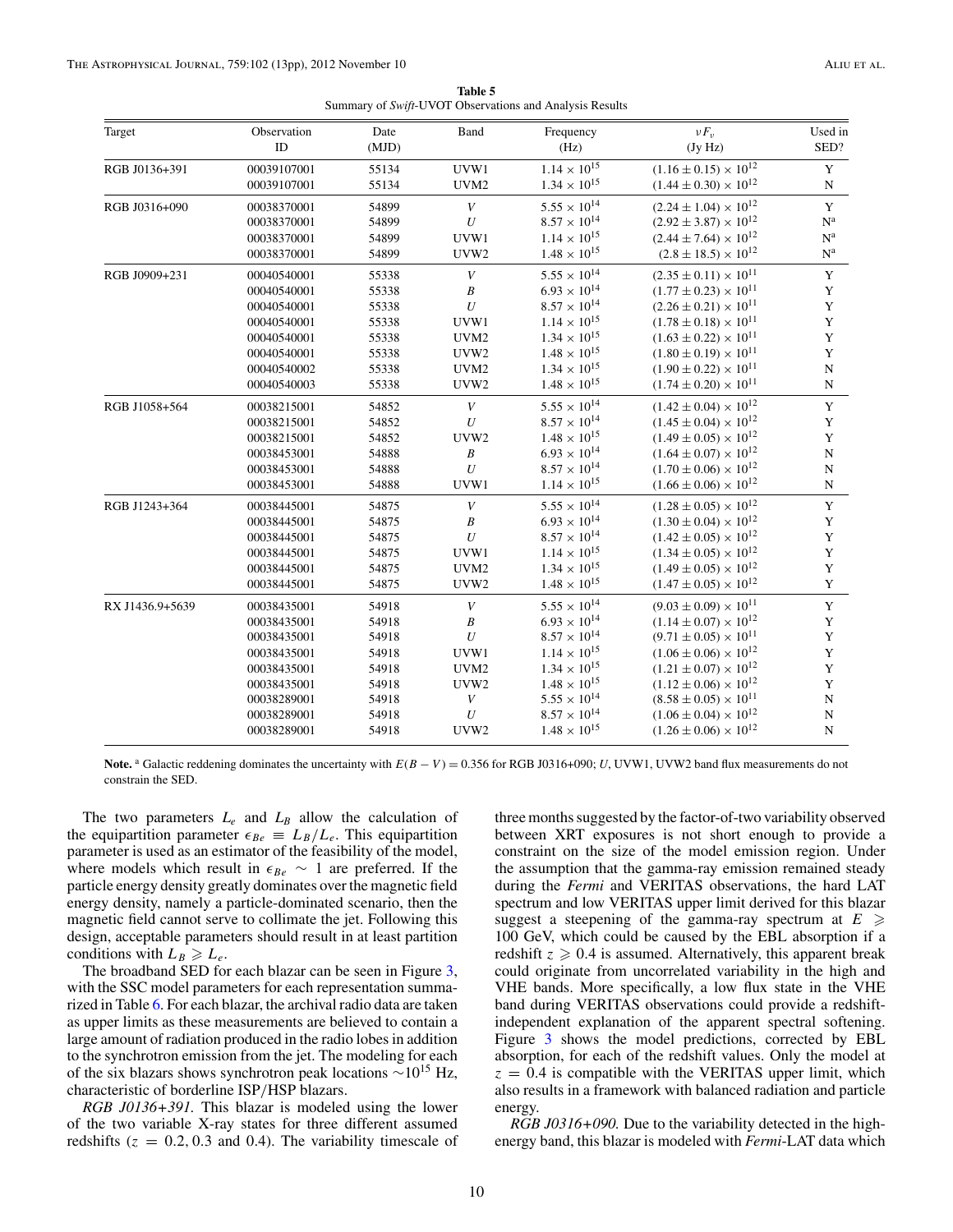**Table 5**
Summary of *Swift*-UVOT Observations and Analysis Results

| Target | Observation ID | Date (MJD) | Band | Frequency (Hz) | $\nu F_\nu$ (Jy Hz) | Used in SED? |
|---|---|---|---|---|---|---|
| RGB J0136+391 | 00039107001 | 55134 | UVW1 | $1.14 \times 10^{15}$ | $(1.16 \pm 0.15) \times 10^{12}$ | Y |
| | 00039107001 | 55134 | UVM2 | $1.34 \times 10^{15}$ | $(1.44 \pm 0.30) \times 10^{12}$ | N |
| RGB J0316+090 | 00038370001 | 54899 | $V$ | $5.55 \times 10^{14}$ | $(2.24 \pm 1.04) \times 10^{12}$ | Y |
| | 00038370001 | 54899 | $U$ | $8.57 \times 10^{14}$ | $(2.92 \pm 3.87) \times 10^{12}$ | N[a] |
| | 00038370001 | 54899 | UVW1 | $1.14 \times 10^{15}$ | $(2.44 \pm 7.64) \times 10^{12}$ | N[a] |
| | 00038370001 | 54899 | UVW2 | $1.48 \times 10^{15}$ | $(2.8 \pm 18.5) \times 10^{12}$ | N[a] |
| RGB J0909+231 | 00040540001 | 55338 | $V$ | $5.55 \times 10^{14}$ | $(2.35 \pm 0.11) \times 10^{11}$ | Y |
| | 00040540001 | 55338 | $B$ | $6.93 \times 10^{14}$ | $(1.77 \pm 0.23) \times 10^{11}$ | Y |
| | 00040540001 | 55338 | $U$ | $8.57 \times 10^{14}$ | $(2.26 \pm 0.21) \times 10^{11}$ | Y |
| | 00040540001 | 55338 | UVW1 | $1.14 \times 10^{15}$ | $(1.78 \pm 0.18) \times 10^{11}$ | Y |
| | 00040540001 | 55338 | UVM2 | $1.34 \times 10^{15}$ | $(1.63 \pm 0.22) \times 10^{11}$ | Y |
| | 00040540001 | 55338 | UVW2 | $1.48 \times 10^{15}$ | $(1.80 \pm 0.19) \times 10^{11}$ | Y |
| | 00040540002 | 55338 | UVM2 | $1.34 \times 10^{15}$ | $(1.90 \pm 0.22) \times 10^{11}$ | N |
| | 00040540003 | 55338 | UVW2 | $1.48 \times 10^{15}$ | $(1.74 \pm 0.20) \times 10^{11}$ | N |
| RGB J1058+564 | 00038215001 | 54852 | $V$ | $5.55 \times 10^{14}$ | $(1.42 \pm 0.04) \times 10^{12}$ | Y |
| | 00038215001 | 54852 | $U$ | $8.57 \times 10^{14}$ | $(1.45 \pm 0.04) \times 10^{12}$ | Y |
| | 00038215001 | 54852 | UVW2 | $1.48 \times 10^{15}$ | $(1.49 \pm 0.05) \times 10^{12}$ | Y |
| | 00038453001 | 54888 | $B$ | $6.93 \times 10^{14}$ | $(1.64 \pm 0.07) \times 10^{12}$ | N |
| | 00038453001 | 54888 | $U$ | $8.57 \times 10^{14}$ | $(1.70 \pm 0.06) \times 10^{12}$ | N |
| | 00038453001 | 54888 | UVW1 | $1.14 \times 10^{15}$ | $(1.66 \pm 0.06) \times 10^{12}$ | N |
| RGB J1243+364 | 00038445001 | 54875 | $V$ | $5.55 \times 10^{14}$ | $(1.28 \pm 0.05) \times 10^{12}$ | Y |
| | 00038445001 | 54875 | $B$ | $6.93 \times 10^{14}$ | $(1.30 \pm 0.04) \times 10^{12}$ | Y |
| | 00038445001 | 54875 | $U$ | $8.57 \times 10^{14}$ | $(1.42 \pm 0.05) \times 10^{12}$ | Y |
| | 00038445001 | 54875 | UVW1 | $1.14 \times 10^{15}$ | $(1.34 \pm 0.05) \times 10^{12}$ | Y |
| | 00038445001 | 54875 | UVM2 | $1.34 \times 10^{15}$ | $(1.49 \pm 0.05) \times 10^{12}$ | Y |
| | 00038445001 | 54875 | UVW2 | $1.48 \times 10^{15}$ | $(1.47 \pm 0.05) \times 10^{12}$ | Y |
| RX J1436.9+5639 | 00038435001 | 54918 | $V$ | $5.55 \times 10^{14}$ | $(9.03 \pm 0.09) \times 10^{11}$ | Y |
| | 00038435001 | 54918 | $B$ | $6.93 \times 10^{14}$ | $(1.14 \pm 0.07) \times 10^{12}$ | Y |
| | 00038435001 | 54918 | $U$ | $8.57 \times 10^{14}$ | $(9.71 \pm 0.05) \times 10^{11}$ | Y |
| | 00038435001 | 54918 | UVW1 | $1.14 \times 10^{15}$ | $(1.06 \pm 0.06) \times 10^{12}$ | Y |
| | 00038435001 | 54918 | UVM2 | $1.34 \times 10^{15}$ | $(1.21 \pm 0.07) \times 10^{12}$ | Y |
| | 00038435001 | 54918 | UVW2 | $1.48 \times 10^{15}$ | $(1.12 \pm 0.06) \times 10^{12}$ | Y |
| | 00038289001 | 54918 | $V$ | $5.55 \times 10^{14}$ | $(8.58 \pm 0.05) \times 10^{11}$ | N |
| | 00038289001 | 54918 | $U$ | $8.57 \times 10^{14}$ | $(1.06 \pm 0.04) \times 10^{12}$ | N |
| | 00038289001 | 54918 | UVW2 | $1.48 \times 10^{15}$ | $(1.26 \pm 0.06) \times 10^{12}$ | N |

**Note.** [a] Galactic reddening dominates the uncertainty with $E(B-V) = 0.356$ for RGB J0316+090; $U$, UVW1, UVW2 band flux measurements do not constrain the SED.

The two parameters $L_e$ and $L_B$ allow the calculation of the equipartition parameter $\epsilon_{Be} \equiv L_B/L_e$. This equipartition parameter is used as an estimator of the feasibility of the model, where models which result in $\epsilon_{Be} \sim 1$ are preferred. If the particle energy density greatly dominates over the magnetic field energy density, namely a particle-dominated scenario, then the magnetic field cannot serve to collimate the jet. Following this design, acceptable parameters should result in at least partition conditions with $L_B \geqslant L_e$.

The broadband SED for each blazar can be seen in Figure 3, with the SSC model parameters for each representation summarized in Table 6. For each blazar, the archival radio data are taken as upper limits as these measurements are believed to contain a large amount of radiation produced in the radio lobes in addition to the synchrotron emission from the jet. The modeling for each of the six blazars shows synchrotron peak locations $\sim 10^{15}$ Hz, characteristic of borderline ISP/HSP blazars.

*RGB J0136+391.* This blazar is modeled using the lower of the two variable X-ray states for three different assumed redshifts ($z = 0.2, 0.3$ and 0.4). The variability timescale of three months suggested by the factor-of-two variability observed between XRT exposures is not short enough to provide a constraint on the size of the model emission region. Under the assumption that the gamma-ray emission remained steady during the *Fermi* and VERITAS observations, the hard LAT spectrum and low VERITAS upper limit derived for this blazar suggest a steepening of the gamma-ray spectrum at $E \geqslant 100$ GeV, which could be caused by the EBL absorption if a redshift $z \geqslant 0.4$ is assumed. Alternatively, this apparent break could originate from uncorrelated variability in the high and VHE bands. More specifically, a low flux state in the VHE band during VERITAS observations could provide a redshift-independent explanation of the apparent spectral softening. Figure 3 shows the model predictions, corrected by EBL absorption, for each of the redshift values. Only the model at $z = 0.4$ is compatible with the VERITAS upper limit, which also results in a framework with balanced radiation and particle energy.

*RGB J0316+090.* Due to the variability detected in the high-energy band, this blazar is modeled with *Fermi*-LAT data which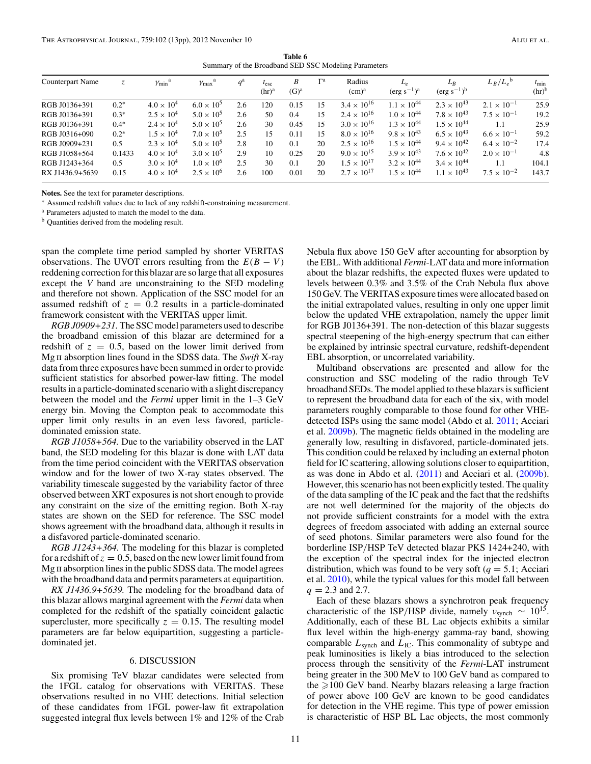**Table 6**
Summary of the Broadband SED SSC Modeling Parameters

| Counterpart Name | $z$ | $\gamma_{\rm min}$[a] | $\gamma_{\rm max}$[a] | $q$[a] | $t_{\rm esc}$ (hr)[a] | $B$ (G)[a] | $\Gamma$[a] | Radius (cm)[a] | $L_e$ (erg s$^{-1}$)[a] | $L_B$ (erg s$^{-1}$)[b] | $L_B/L_e$[b] | $t_{\rm min}$ (hr)[b] |
|---|---|---|---|---|---|---|---|---|---|---|---|---|
| RGB J0136+391 | 0.2* | $4.0 \times 10^4$ | $6.0 \times 10^5$ | 2.6 | 120 | 0.15 | 15 | $3.4 \times 10^{16}$ | $1.1 \times 10^{44}$ | $2.3 \times 10^{43}$ | $2.1 \times 10^{-1}$ | 25.9 |
| RGB J0136+391 | 0.3* | $2.5 \times 10^4$ | $5.0 \times 10^5$ | 2.6 | 50 | 0.4 | 15 | $2.4 \times 10^{16}$ | $1.0 \times 10^{44}$ | $7.8 \times 10^{43}$ | $7.5 \times 10^{-1}$ | 19.2 |
| RGB J0136+391 | 0.4* | $2.4 \times 10^4$ | $5.0 \times 10^5$ | 2.6 | 30 | 0.45 | 15 | $3.0 \times 10^{16}$ | $1.3 \times 10^{44}$ | $1.5 \times 10^{44}$ | 1.1 | 25.9 |
| RGB J0316+090 | 0.2* | $1.5 \times 10^4$ | $7.0 \times 10^5$ | 2.5 | 15 | 0.11 | 15 | $8.0 \times 10^{16}$ | $9.8 \times 10^{43}$ | $6.5 \times 10^{43}$ | $6.6 \times 10^{-1}$ | 59.2 |
| RGB J0909+231 | 0.5 | $2.3 \times 10^4$ | $5.0 \times 10^5$ | 2.8 | 10 | 0.1 | 20 | $2.5 \times 10^{16}$ | $1.5 \times 10^{44}$ | $9.4 \times 10^{42}$ | $6.4 \times 10^{-2}$ | 17.4 |
| RGB J1058+564 | 0.1433 | $4.0 \times 10^4$ | $3.0 \times 10^5$ | 2.9 | 10 | 0.25 | 20 | $9.0 \times 10^{15}$ | $3.9 \times 10^{43}$ | $7.6 \times 10^{42}$ | $2.0 \times 10^{-1}$ | 4.8 |
| RGB J1243+364 | 0.5 | $3.0 \times 10^4$ | $1.0 \times 10^6$ | 2.5 | 30 | 0.1 | 20 | $1.5 \times 10^{17}$ | $3.2 \times 10^{44}$ | $3.4 \times 10^{44}$ | 1.1 | 104.1 |
| RX J1436.9+5639 | 0.15 | $4.0 \times 10^4$ | $2.5 \times 10^6$ | 2.6 | 100 | 0.01 | 20 | $2.7 \times 10^{17}$ | $1.5 \times 10^{44}$ | $1.1 \times 10^{43}$ | $7.5 \times 10^{-2}$ | 143.7 |

**Notes.** See the text for parameter descriptions.
* Assumed redshift values due to lack of any redshift-constraining measurement.
[a] Parameters adjusted to match the model to the data.
[b] Quantities derived from the modeling result.

span the complete time period sampled by shorter VERITAS observations. The UVOT errors resulting from the $E(B-V)$ reddening correction for this blazar are so large that all exposures except the $V$ band are unconstraining to the SED modeling and therefore not shown. Application of the SSC model for an assumed redshift of $z = 0.2$ results in a particle-dominated framework consistent with the VERITAS upper limit.

*RGB J0909+231.* The SSC model parameters used to describe the broadband emission of this blazar are determined for a redshift of $z = 0.5$, based on the lower limit derived from Mg II absorption lines found in the SDSS data. The *Swift* X-ray data from three exposures have been summed in order to provide sufficient statistics for absorbed power-law fitting. The model results in a particle-dominated scenario with a slight discrepancy between the model and the *Fermi* upper limit in the 1–3 GeV energy bin. Moving the Compton peak to accommodate this upper limit only results in an even less favored, particle-dominated emission state.

*RGB J1058+564.* Due to the variability observed in the LAT band, the SED modeling for this blazar is done with LAT data from the time period coincident with the VERITAS observation window and for the lower of two X-ray states observed. The variability timescale suggested by the variability factor of three observed between XRT exposures is not short enough to provide any constraint on the size of the emitting region. Both X-ray states are shown on the SED for reference. The SSC model shows agreement with the broadband data, although it results in a disfavored particle-dominated scenario.

*RGB J1243+364.* The modeling for this blazar is completed for a redshift of $z = 0.5$, based on the new lower limit found from Mg II absorption lines in the public SDSS data. The model agrees with the broadband data and permits parameters at equipartition.

*RX J1436.9+5639.* The modeling for the broadband data of this blazar allows marginal agreement with the *Fermi* data when completed for the redshift of the spatially coincident galactic supercluster, more specifically $z = 0.15$. The resulting model parameters are far below equipartition, suggesting a particle-dominated jet.

## 6. DISCUSSION

Six promising TeV blazar candidates were selected from the 1FGL catalog for observations with VERITAS. These observations resulted in no VHE detections. Initial selection of these candidates from 1FGL power-law fit extrapolation suggested integral flux levels between 1% and 12% of the Crab Nebula flux above 150 GeV after accounting for absorption by the EBL. With additional *Fermi*-LAT data and more information about the blazar redshifts, the expected fluxes were updated to levels between 0.3% and 3.5% of the Crab Nebula flux above 150 GeV. The VERITAS exposure times were allocated based on the initial extrapolated values, resulting in only one upper limit below the updated VHE extrapolation, namely the upper limit for RGB J0136+391. The non-detection of this blazar suggests spectral steepening of the high-energy spectrum that can either be explained by intrinsic spectral curvature, redshift-dependent EBL absorption, or uncorrelated variability.

Multiband observations are presented and allow for the construction and SSC modeling of the radio through TeV broadband SEDs. The model applied to these blazars is sufficient to represent the broadband data for each of the six, with model parameters roughly comparable to those found for other VHE-detected ISPs using the same model (Abdo et al. 2011; Acciari et al. 2009b). The magnetic fields obtained in the modeling are generally low, resulting in disfavored, particle-dominated jets. This condition could be relaxed by including an external photon field for IC scattering, allowing solutions closer to equipartition, as was done in Abdo et al. (2011) and Acciari et al. (2009b). However, this scenario has not been explicitly tested. The quality of the data sampling of the IC peak and the fact that the redshifts are not well determined for the majority of the objects do not provide sufficient constraints for a model with the extra degrees of freedom associated with adding an external source of seed photons. Similar parameters were also found for the borderline ISP/HSP TeV detected blazar PKS 1424+240, with the exception of the spectral index for the injected electron distribution, which was found to be very soft ($q = 5.1$; Acciari et al. 2010), while the typical values for this model fall between $q = 2.3$ and 2.7.

Each of these blazars shows a synchrotron peak frequency characteristic of the ISP/HSP divide, namely $\nu_{\rm synch} \sim 10^{15}$. Additionally, each of these BL Lac objects exhibits a similar flux level within the high-energy gamma-ray band, showing comparable $L_{\rm synch}$ and $L_{\rm IC}$. This commonality of subtype and peak luminosities is likely a bias introduced to the selection process through the sensitivity of the *Fermi*-LAT instrument being greater in the 300 MeV to 100 GeV band as compared to the $\geqslant$100 GeV band. Nearby blazars releasing a large fraction of power above 100 GeV are known to be good candidates for detection in the VHE regime. This type of power emission is characteristic of HSP BL Lac objects, the most commonly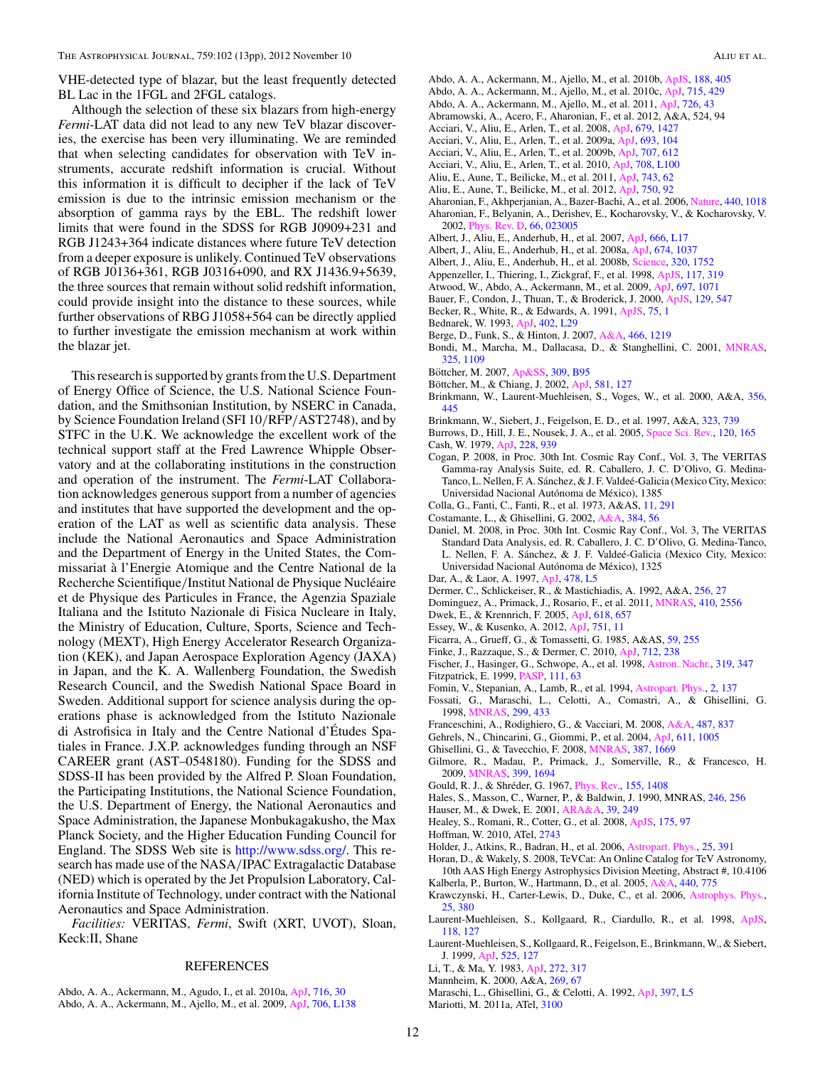VHE-detected type of blazar, but the least frequently detected BL Lac in the 1FGL and 2FGL catalogs.

Although the selection of these six blazars from high-energy *Fermi*-LAT data did not lead to any new TeV blazar discoveries, the exercise has been very illuminating. We are reminded that when selecting candidates for observation with TeV instruments, accurate redshift information is crucial. Without this information it is difficult to decipher if the lack of TeV emission is due to the intrinsic emission mechanism or the absorption of gamma rays by the EBL. The redshift lower limits that were found in the SDSS for RGB J0909+231 and RGB J1243+364 indicate distances where future TeV detection from a deeper exposure is unlikely. Continued TeV observations of RGB J0136+361, RGB J0316+090, and RX J1436.9+5639, the three sources that remain without solid redshift information, could provide insight into the distance to these sources, while further observations of RBG J1058+564 can be directly applied to further investigate the emission mechanism at work within the blazar jet.

This research is supported by grants from the U.S. Department of Energy Office of Science, the U.S. National Science Foundation, and the Smithsonian Institution, by NSERC in Canada, by Science Foundation Ireland (SFI 10/RFP/AST2748), and by STFC in the U.K. We acknowledge the excellent work of the technical support staff at the Fred Lawrence Whipple Observatory and at the collaborating institutions in the construction and operation of the instrument. The *Fermi*-LAT Collaboration acknowledges generous support from a number of agencies and institutes that have supported the development and the operation of the LAT as well as scientific data analysis. These include the National Aeronautics and Space Administration and the Department of Energy in the United States, the Commissariat à l'Energie Atomique and the Centre National de la Recherche Scientifique/Institut National de Physique Nucléaire et de Physique des Particules in France, the Agenzia Spaziale Italiana and the Istituto Nazionale di Fisica Nucleare in Italy, the Ministry of Education, Culture, Sports, Science and Technology (MEXT), High Energy Accelerator Research Organization (KEK), and Japan Aerospace Exploration Agency (JAXA) in Japan, and the K. A. Wallenberg Foundation, the Swedish Research Council, and the Swedish National Space Board in Sweden. Additional support for science analysis during the operations phase is acknowledged from the Istituto Nazionale di Astrofisica in Italy and the Centre National d'Études Spatiales in France. J.X.P. acknowledges funding through an NSF CAREER grant (AST–0548180). Funding for the SDSS and SDSS-II has been provided by the Alfred P. Sloan Foundation, the Participating Institutions, the National Science Foundation, the U.S. Department of Energy, the National Aeronautics and Space Administration, the Japanese Monbukagakusho, the Max Planck Society, and the Higher Education Funding Council for England. The SDSS Web site is http://www.sdss.org/. This research has made use of the NASA/IPAC Extragalactic Database (NED) which is operated by the Jet Propulsion Laboratory, California Institute of Technology, under contract with the National Aeronautics and Space Administration.

*Facilities:* VERITAS, *Fermi*, Swift (XRT, UVOT), Sloan, Keck:II, Shane

## REFERENCES

Abdo, A. A., Ackermann, M., Agudo, I., et al. 2010a, ApJ, 716, 30
Abdo, A. A., Ackermann, M., Ajello, M., et al. 2009, ApJ, 706, L138
Abdo, A. A., Ackermann, M., Ajello, M., et al. 2010b, ApJS, 188, 405
Abdo, A. A., Ackermann, M., Ajello, M., et al. 2010c, ApJ, 715, 429
Abdo, A. A., Ackermann, M., Ajello, M., et al. 2011, ApJ, 726, 43
Abramowski, A., Acero, F., Aharonian, F., et al. 2012, A&A, 524, 94
Acciari, V., Aliu, E., Arlen, T., et al. 2008, ApJ, 679, 1427
Acciari, V., Aliu, E., Arlen, T., et al. 2009a, ApJ, 693, 104
Acciari, V., Aliu, E., Arlen, T., et al. 2009b, ApJ, 707, 612
Acciari, V., Aliu, E., Arlen, T., et al. 2010, ApJ, 708, L100
Aliu, E., Aune, T., Beilicke, M., et al. 2011, ApJ, 743, 62
Aliu, E., Aune, T., Beilicke, M., et al. 2012, ApJ, 750, 92
Aharonian, F., Akhperjanian, A., Bazer-Bachi, A., et al. 2006, Nature, 440, 1018
Aharonian, F., Belyanin, A., Derishev, E., Kocharovsky, V., & Kocharovsky, V. 2002, Phys. Rev. D, 66, 023005
Albert, J., Aliu, E., Anderhub, H., et al. 2007, ApJ, 666, L17
Albert, J., Aliu, E., Anderhub, H., et al. 2008a, ApJ, 674, 1037
Albert, J., Aliu, E., Anderhub, H., et al. 2008b, Science, 320, 1752
Appenzeller, I., Thiering, I., Zickgraf, F., et al. 1998, ApJS, 117, 319
Atwood, W., Abdo, A., Ackermann, M., et al. 2009, ApJ, 697, 1071
Bauer, F., Condon, J., Thuan, T., & Broderick, J. 2000, ApJS, 129, 547
Becker, R., White, R., & Edwards, A. 1991, ApJS, 75, 1
Bednarek, W. 1993, ApJ, 402, L29
Berge, D., Funk, S., & Hinton, J. 2007, A&A, 466, 1219
Bondi, M., Marcha, M., Dallacasa, D., & Stanghellini, C. 2001, MNRAS, 325, 1109
Böttcher, M. 2007, Ap&SS, 309, B95
Böttcher, M., & Chiang, J. 2002, ApJ, 581, 127
Brinkmann, W., Laurent-Muehleisen, S., Voges, W., et al. 2000, A&A, 356, 445
Brinkmann, W., Siebert, J., Feigelson, E. D., et al. 1997, A&A, 323, 739
Burrows, D., Hill, J. E., Nousek, J. A., et al. 2005, Space Sci. Rev., 120, 165
Cash, W. 1979, ApJ, 228, 939
Cogan, P. 2008, in Proc. 30th Int. Cosmic Ray Conf., Vol. 3, The VERITAS Gamma-ray Analysis Suite, ed. R. Caballero, J. C. D'Olivo, G. Medina-Tanco, L. Nellen, F. A. Sánchez, & J. F. Valdeé-Galicia (Mexico City, Mexico: Universidad Nacional Autónoma de México), 1385
Colla, G., Fanti, C., Fanti, R., et al. 1973, A&AS, 11, 291
Costamante, L., & Ghisellini, G. 2002, A&A, 384, 56
Daniel, M. 2008, in Proc. 30th Int. Cosmic Ray Conf., Vol. 3, The VERITAS Standard Data Analysis, ed. R. Caballero, J. C. D'Olivo, G. Medina-Tanco, L. Nellen, F. A. Sánchez, & J. F. Valdeé-Galicia (Mexico City, Mexico: Universidad Nacional Autónoma de México), 1325
Dar, A., & Laor, A. 1997, ApJ, 478, L5
Dermer, C., Schlickeiser, R., & Mastichiadis, A. 1992, A&A, 256, 27
Dominguez, A., Primack, J., Rosario, F., et al. 2011, MNRAS, 410, 2556
Dwek, E., & Krennrich, F. 2005, ApJ, 618, 657
Essey, W., & Kusenko, A. 2012, ApJ, 751, 11
Ficarra, A., Grueff, G., & Tomassetti, G. 1985, A&AS, 59, 255
Finke, J., Razzaque, S., & Dermer, C. 2010, ApJ, 712, 238
Fischer, J., Hasinger, G., Schwope, A., et al. 1998, Astron. Nachr., 319, 347
Fitzpatrick, E. 1999, PASP, 111, 63
Fomin, V., Stepanian, A., Lamb, R., et al. 1994, Astropart. Phys., 2, 137
Fossati, G., Maraschi, L., Celotti, A., Comastri, A., & Ghisellini, G. 1998, MNRAS, 299, 433
Franceschini, A., Rodighiero, G., & Vacciari, M. 2008, A&A, 487, 837
Gehrels, N., Chincarini, G., Giommi, P., et al. 2004, ApJ, 611, 1005
Ghisellini, G., & Tavecchio, F. 2008, MNRAS, 387, 1669
Gilmore, R., Madau, P., Primack, J., Somerville, R., & Francesco, H. 2009, MNRAS, 399, 1694
Gould, R. J., & Shréder, G. 1967, Phys. Rev., 155, 1408
Hales, S., Masson, C., Warner, P., & Baldwin, J. 1990, MNRAS, 246, 256
Hauser, M., & Dwek, E. 2001, ARA&A, 39, 249
Healey, S., Romani, R., Cotter, G., et al. 2008, ApJS, 175, 97
Hoffman, W. 2010, ATel, 2743
Holder, J., Atkins, R., Badran, H., et al. 2006, Astropart. Phys., 25, 391
Horan, D., & Wakely, S. 2008, TeVCat: An Online Catalog for TeV Astronomy, 10th AAS High Energy Astrophysics Division Meeting, Abstract #, 10.4106
Kalberla, P., Burton, W., Hartmann, D., et al. 2005, A&A, 440, 775
Krawczynski, H., Carter-Lewis, D., Duke, C., et al. 2006, Astrophys. Phys., 25, 380
Laurent-Muehleisen, S., Kollgaard, R., Ciardullo, R., et al. 1998, ApJS, 118, 127
Laurent-Muehleisen, S., Kollgaard, R., Feigelson, E., Brinkmann, W., & Siebert, J. 1999, ApJ, 525, 127
Li, T., & Ma, Y. 1983, ApJ, 272, 317
Mannheim, K. 2000, A&A, 269, 67
Maraschi, L., Ghisellini, G., & Celotti, A. 1992, ApJ, 397, L5
Mariotti, M. 2011a, ATel, 3100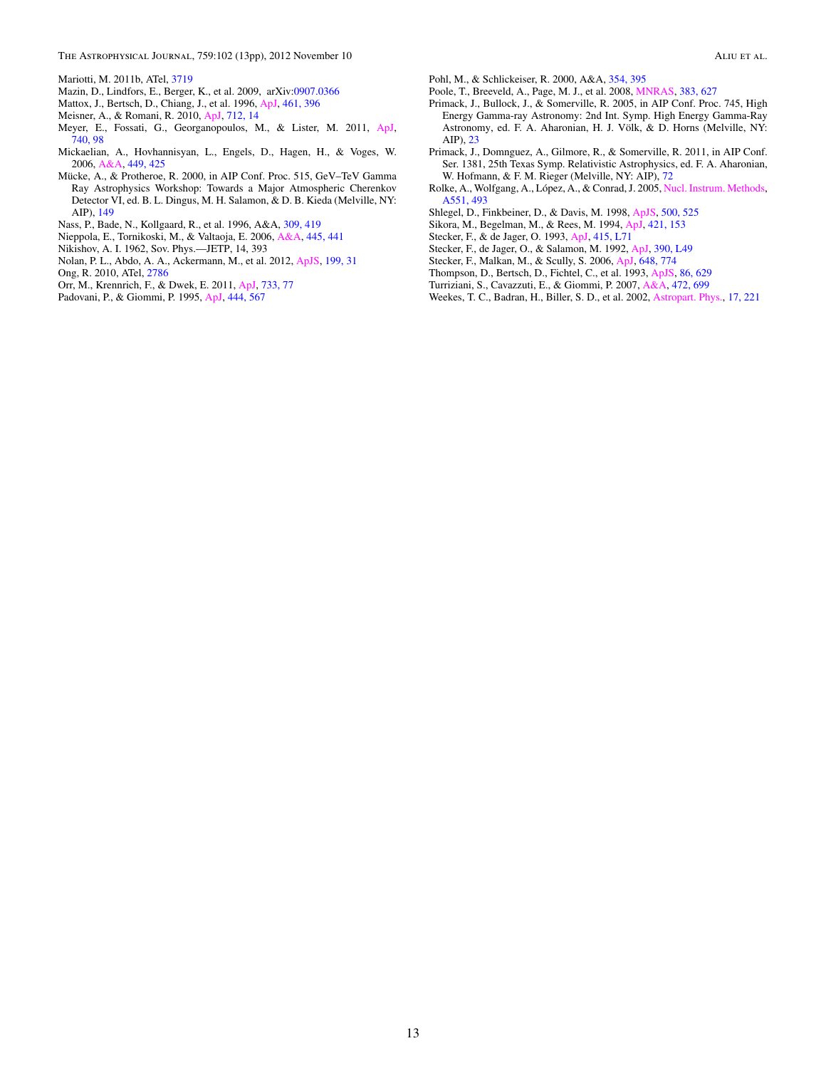Mariotti, M. 2011b, ATel, 3719

Mazin, D., Lindfors, E., Berger, K., et al. 2009, arXiv:0907.0366

Mattox, J., Bertsch, D., Chiang, J., et al. 1996, ApJ, 461, 396

Meisner, A., & Romani, R. 2010, ApJ, 712, 14

Meyer, E., Fossati, G., Georganopoulos, M., & Lister, M. 2011, ApJ, 740, 98

Mickaelian, A., Hovhannisyan, L., Engels, D., Hagen, H., & Voges, W. 2006, A&A, 449, 425

Mücke, A., & Protheroe, R. 2000, in AIP Conf. Proc. 515, GeV–TeV Gamma Ray Astrophysics Workshop: Towards a Major Atmospheric Cherenkov Detector VI, ed. B. L. Dingus, M. H. Salamon, & D. B. Kieda (Melville, NY: AIP), 149

Nass, P., Bade, N., Kollgaard, R., et al. 1996, A&A, 309, 419

Nieppola, E., Tornikoski, M., & Valtaoja, E. 2006, A&A, 445, 441

Nikishov, A. I. 1962, Sov. Phys.—JETP, 14, 393

Nolan, P. L., Abdo, A. A., Ackermann, M., et al. 2012, ApJS, 199, 31

Ong, R. 2010, ATel, 2786

Orr, M., Krennrich, F., & Dwek, E. 2011, ApJ, 733, 77

Padovani, P., & Giommi, P. 1995, ApJ, 444, 567

Pohl, M., & Schlickeiser, R. 2000, A&A, 354, 395

Poole, T., Breeveld, A., Page, M. J., et al. 2008, MNRAS, 383, 627

Primack, J., Bullock, J., & Somerville, R. 2005, in AIP Conf. Proc. 745, High Energy Gamma-ray Astronomy: 2nd Int. Symp. High Energy Gamma-Ray Astronomy, ed. F. A. Aharonian, H. J. Völk, & D. Horns (Melville, NY: AIP), 23

Primack, J., Domnguez, A., Gilmore, R., & Somerville, R. 2011, in AIP Conf. Ser. 1381, 25th Texas Symp. Relativistic Astrophysics, ed. F. A. Aharonian, W. Hofmann, & F. M. Rieger (Melville, NY: AIP), 72

Rolke, A., Wolfgang, A., López, A., & Conrad, J. 2005, Nucl. Instrum. Methods, A551, 493

Shlegel, D., Finkbeiner, D., & Davis, M. 1998, ApJS, 500, 525

Sikora, M., Begelman, M., & Rees, M. 1994, ApJ, 421, 153

Stecker, F., & de Jager, O. 1993, ApJ, 415, L71

Stecker, F., de Jager, O., & Salamon, M. 1992, ApJ, 390, L49

Stecker, F., Malkan, M., & Scully, S. 2006, ApJ, 648, 774

Thompson, D., Bertsch, D., Fichtel, C., et al. 1993, ApJS, 86, 629

Turriziani, S., Cavazzuti, E., & Giommi, P. 2007, A&A, 472, 699

Weekes, T. C., Badran, H., Biller, S. D., et al. 2002, Astropart. Phys., 17, 221